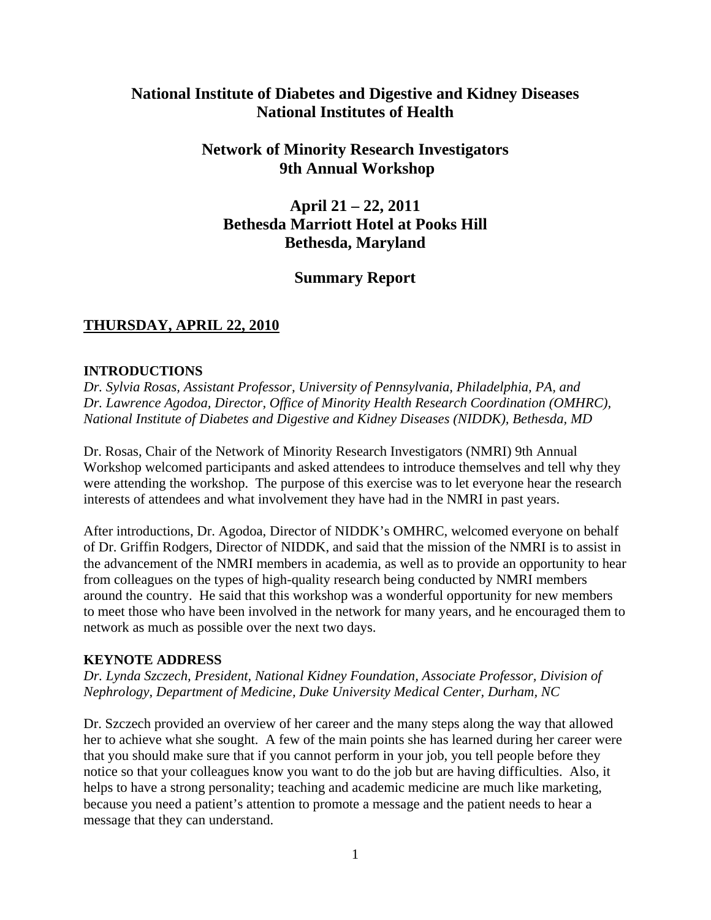# National Institute of Diabetes and Digestive and Kidney Diseases
# National Institutes of Health

## Network of Minority Research Investigators
## 9th Annual Workshop

## April 21 – 22, 2011
## Bethesda Marriott Hotel at Pooks Hill
## Bethesda, Maryland

## Summary Report

### THURSDAY, APRIL 22, 2010

#### INTRODUCTIONS

*Dr. Sylvia Rosas, Assistant Professor, University of Pennsylvania, Philadelphia, PA, and Dr. Lawrence Agodoa, Director, Office of Minority Health Research Coordination (OMHRC), National Institute of Diabetes and Digestive and Kidney Diseases (NIDDK), Bethesda, MD*

Dr. Rosas, Chair of the Network of Minority Research Investigators (NMRI) 9th Annual Workshop welcomed participants and asked attendees to introduce themselves and tell why they were attending the workshop. The purpose of this exercise was to let everyone hear the research interests of attendees and what involvement they have had in the NMRI in past years.

After introductions, Dr. Agodoa, Director of NIDDK's OMHRC, welcomed everyone on behalf of Dr. Griffin Rodgers, Director of NIDDK, and said that the mission of the NMRI is to assist in the advancement of the NMRI members in academia, as well as to provide an opportunity to hear from colleagues on the types of high-quality research being conducted by NMRI members around the country. He said that this workshop was a wonderful opportunity for new members to meet those who have been involved in the network for many years, and he encouraged them to network as much as possible over the next two days.

#### KEYNOTE ADDRESS

*Dr. Lynda Szczech, President, National Kidney Foundation, Associate Professor, Division of Nephrology, Department of Medicine, Duke University Medical Center, Durham, NC*

Dr. Szczech provided an overview of her career and the many steps along the way that allowed her to achieve what she sought. A few of the main points she has learned during her career were that you should make sure that if you cannot perform in your job, you tell people before they notice so that your colleagues know you want to do the job but are having difficulties. Also, it helps to have a strong personality; teaching and academic medicine are much like marketing, because you need a patient's attention to promote a message and the patient needs to hear a message that they can understand.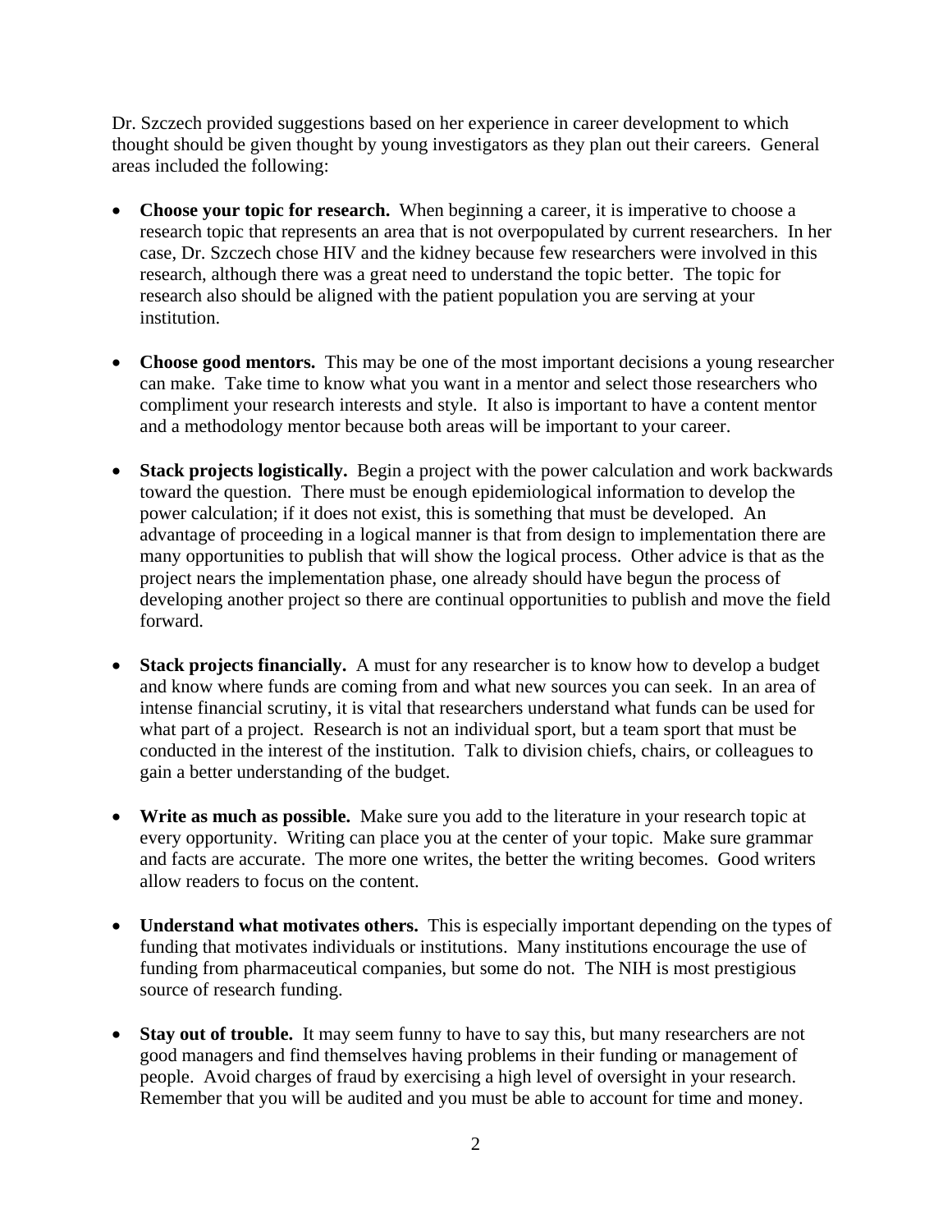Dr. Szczech provided suggestions based on her experience in career development to which thought should be given thought by young investigators as they plan out their careers. General areas included the following:

- **Choose your topic for research.** When beginning a career, it is imperative to choose a research topic that represents an area that is not overpopulated by current researchers. In her case, Dr. Szczech chose HIV and the kidney because few researchers were involved in this research, although there was a great need to understand the topic better. The topic for research also should be aligned with the patient population you are serving at your institution.

- **Choose good mentors.** This may be one of the most important decisions a young researcher can make. Take time to know what you want in a mentor and select those researchers who compliment your research interests and style. It also is important to have a content mentor and a methodology mentor because both areas will be important to your career.

- **Stack projects logistically.** Begin a project with the power calculation and work backwards toward the question. There must be enough epidemiological information to develop the power calculation; if it does not exist, this is something that must be developed. An advantage of proceeding in a logical manner is that from design to implementation there are many opportunities to publish that will show the logical process. Other advice is that as the project nears the implementation phase, one already should have begun the process of developing another project so there are continual opportunities to publish and move the field forward.

- **Stack projects financially.** A must for any researcher is to know how to develop a budget and know where funds are coming from and what new sources you can seek. In an area of intense financial scrutiny, it is vital that researchers understand what funds can be used for what part of a project. Research is not an individual sport, but a team sport that must be conducted in the interest of the institution. Talk to division chiefs, chairs, or colleagues to gain a better understanding of the budget.

- **Write as much as possible.** Make sure you add to the literature in your research topic at every opportunity. Writing can place you at the center of your topic. Make sure grammar and facts are accurate. The more one writes, the better the writing becomes. Good writers allow readers to focus on the content.

- **Understand what motivates others.** This is especially important depending on the types of funding that motivates individuals or institutions. Many institutions encourage the use of funding from pharmaceutical companies, but some do not. The NIH is most prestigious source of research funding.

- **Stay out of trouble.** It may seem funny to have to say this, but many researchers are not good managers and find themselves having problems in their funding or management of people. Avoid charges of fraud by exercising a high level of oversight in your research. Remember that you will be audited and you must be able to account for time and money.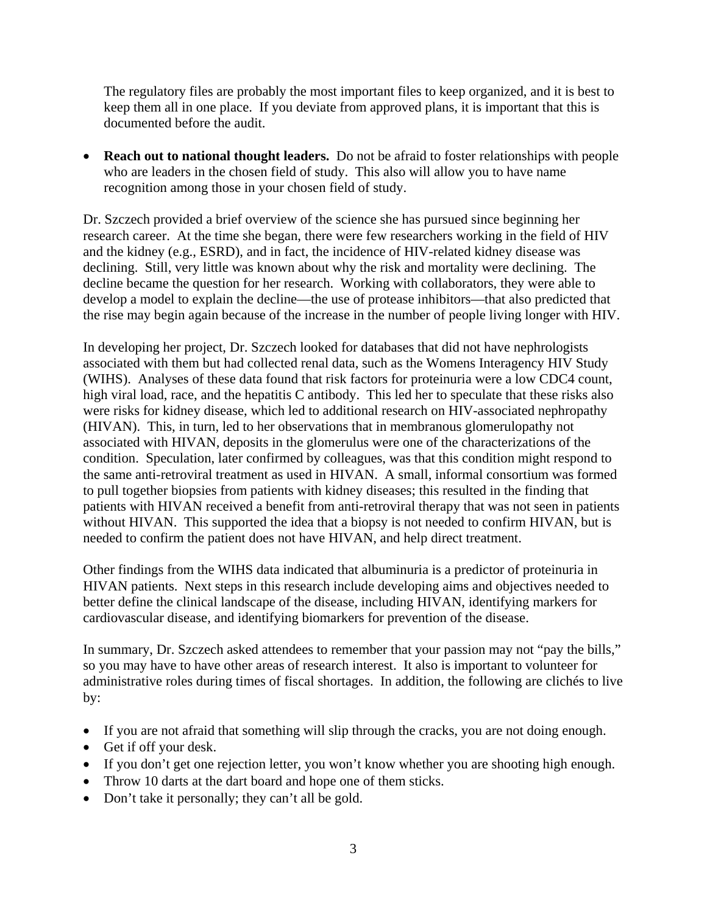The regulatory files are probably the most important files to keep organized, and it is best to keep them all in one place. If you deviate from approved plans, it is important that this is documented before the audit.

- **Reach out to national thought leaders.** Do not be afraid to foster relationships with people who are leaders in the chosen field of study. This also will allow you to have name recognition among those in your chosen field of study.

Dr. Szczech provided a brief overview of the science she has pursued since beginning her research career. At the time she began, there were few researchers working in the field of HIV and the kidney (e.g., ESRD), and in fact, the incidence of HIV-related kidney disease was declining. Still, very little was known about why the risk and mortality were declining. The decline became the question for her research. Working with collaborators, they were able to develop a model to explain the decline—the use of protease inhibitors—that also predicted that the rise may begin again because of the increase in the number of people living longer with HIV.

In developing her project, Dr. Szczech looked for databases that did not have nephrologists associated with them but had collected renal data, such as the Womens Interagency HIV Study (WIHS). Analyses of these data found that risk factors for proteinuria were a low CDC4 count, high viral load, race, and the hepatitis C antibody. This led her to speculate that these risks also were risks for kidney disease, which led to additional research on HIV-associated nephropathy (HIVAN). This, in turn, led to her observations that in membranous glomerulopathy not associated with HIVAN, deposits in the glomerulus were one of the characterizations of the condition. Speculation, later confirmed by colleagues, was that this condition might respond to the same anti-retroviral treatment as used in HIVAN. A small, informal consortium was formed to pull together biopsies from patients with kidney diseases; this resulted in the finding that patients with HIVAN received a benefit from anti-retroviral therapy that was not seen in patients without HIVAN. This supported the idea that a biopsy is not needed to confirm HIVAN, but is needed to confirm the patient does not have HIVAN, and help direct treatment.

Other findings from the WIHS data indicated that albuminuria is a predictor of proteinuria in HIVAN patients. Next steps in this research include developing aims and objectives needed to better define the clinical landscape of the disease, including HIVAN, identifying markers for cardiovascular disease, and identifying biomarkers for prevention of the disease.

In summary, Dr. Szczech asked attendees to remember that your passion may not "pay the bills," so you may have to have other areas of research interest. It also is important to volunteer for administrative roles during times of fiscal shortages. In addition, the following are clichés to live by:

- If you are not afraid that something will slip through the cracks, you are not doing enough.
- Get if off your desk.
- If you don't get one rejection letter, you won't know whether you are shooting high enough.
- Throw 10 darts at the dart board and hope one of them sticks.
- Don't take it personally; they can't all be gold.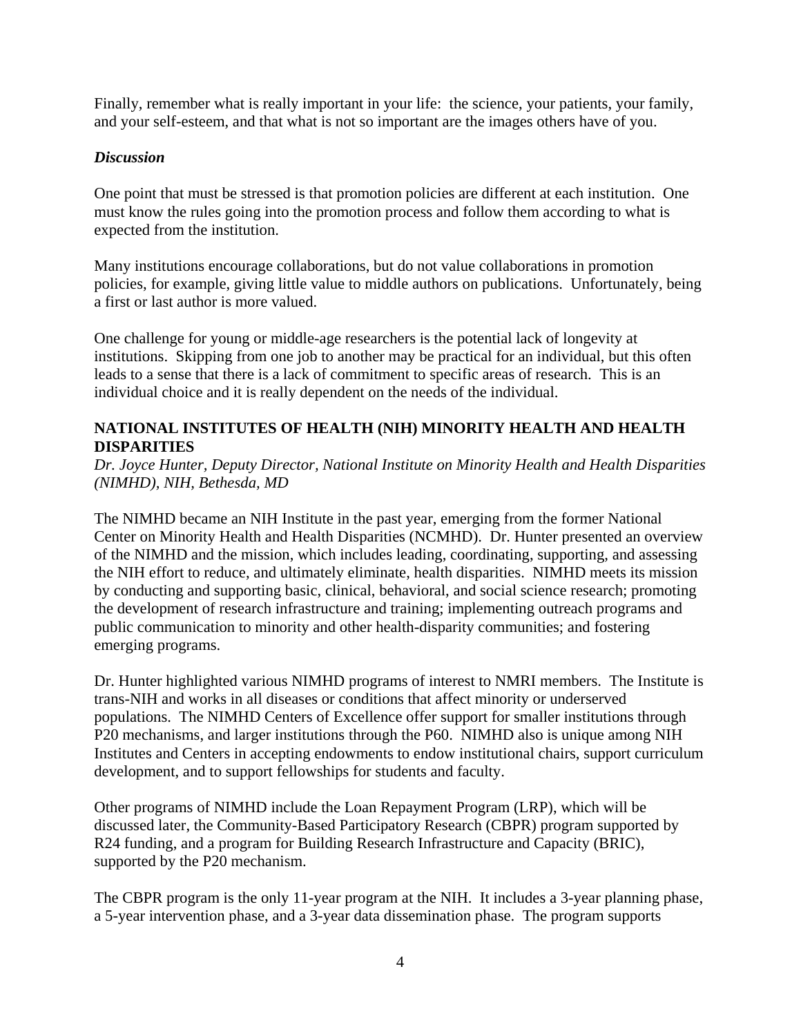Finally, remember what is really important in your life: the science, your patients, your family, and your self-esteem, and that what is not so important are the images others have of you.

### *Discussion*

One point that must be stressed is that promotion policies are different at each institution. One must know the rules going into the promotion process and follow them according to what is expected from the institution.

Many institutions encourage collaborations, but do not value collaborations in promotion policies, for example, giving little value to middle authors on publications. Unfortunately, being a first or last author is more valued.

One challenge for young or middle-age researchers is the potential lack of longevity at institutions. Skipping from one job to another may be practical for an individual, but this often leads to a sense that there is a lack of commitment to specific areas of research. This is an individual choice and it is really dependent on the needs of the individual.

## NATIONAL INSTITUTES OF HEALTH (NIH) MINORITY HEALTH AND HEALTH DISPARITIES

*Dr. Joyce Hunter, Deputy Director, National Institute on Minority Health and Health Disparities (NIMHD), NIH, Bethesda, MD*

The NIMHD became an NIH Institute in the past year, emerging from the former National Center on Minority Health and Health Disparities (NCMHD). Dr. Hunter presented an overview of the NIMHD and the mission, which includes leading, coordinating, supporting, and assessing the NIH effort to reduce, and ultimately eliminate, health disparities. NIMHD meets its mission by conducting and supporting basic, clinical, behavioral, and social science research; promoting the development of research infrastructure and training; implementing outreach programs and public communication to minority and other health-disparity communities; and fostering emerging programs.

Dr. Hunter highlighted various NIMHD programs of interest to NMRI members. The Institute is trans-NIH and works in all diseases or conditions that affect minority or underserved populations. The NIMHD Centers of Excellence offer support for smaller institutions through P20 mechanisms, and larger institutions through the P60. NIMHD also is unique among NIH Institutes and Centers in accepting endowments to endow institutional chairs, support curriculum development, and to support fellowships for students and faculty.

Other programs of NIMHD include the Loan Repayment Program (LRP), which will be discussed later, the Community-Based Participatory Research (CBPR) program supported by R24 funding, and a program for Building Research Infrastructure and Capacity (BRIC), supported by the P20 mechanism.

The CBPR program is the only 11-year program at the NIH. It includes a 3-year planning phase, a 5-year intervention phase, and a 3-year data dissemination phase. The program supports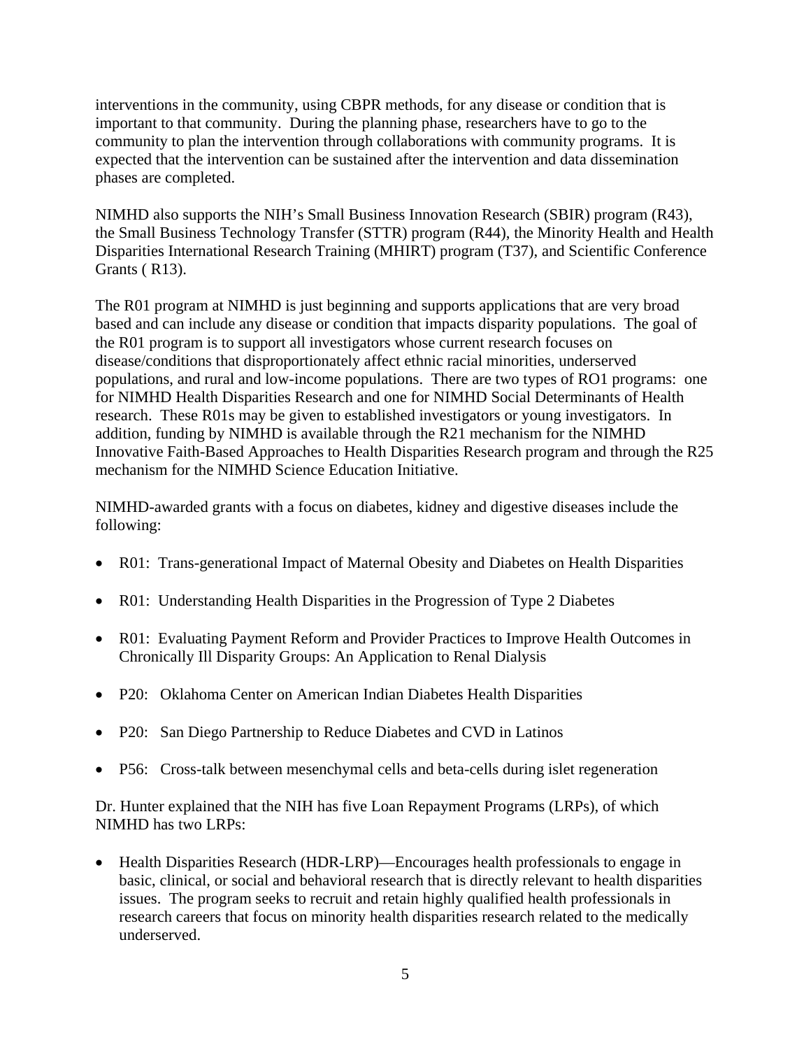interventions in the community, using CBPR methods, for any disease or condition that is important to that community. During the planning phase, researchers have to go to the community to plan the intervention through collaborations with community programs. It is expected that the intervention can be sustained after the intervention and data dissemination phases are completed.

NIMHD also supports the NIH's Small Business Innovation Research (SBIR) program (R43), the Small Business Technology Transfer (STTR) program (R44), the Minority Health and Health Disparities International Research Training (MHIRT) program (T37), and Scientific Conference Grants ( R13).

The R01 program at NIMHD is just beginning and supports applications that are very broad based and can include any disease or condition that impacts disparity populations. The goal of the R01 program is to support all investigators whose current research focuses on disease/conditions that disproportionately affect ethnic racial minorities, underserved populations, and rural and low-income populations. There are two types of RO1 programs: one for NIMHD Health Disparities Research and one for NIMHD Social Determinants of Health research. These R01s may be given to established investigators or young investigators. In addition, funding by NIMHD is available through the R21 mechanism for the NIMHD Innovative Faith-Based Approaches to Health Disparities Research program and through the R25 mechanism for the NIMHD Science Education Initiative.

NIMHD-awarded grants with a focus on diabetes, kidney and digestive diseases include the following:

- R01: Trans-generational Impact of Maternal Obesity and Diabetes on Health Disparities
- R01: Understanding Health Disparities in the Progression of Type 2 Diabetes
- R01: Evaluating Payment Reform and Provider Practices to Improve Health Outcomes in Chronically Ill Disparity Groups: An Application to Renal Dialysis
- P20: Oklahoma Center on American Indian Diabetes Health Disparities
- P20: San Diego Partnership to Reduce Diabetes and CVD in Latinos
- P56: Cross-talk between mesenchymal cells and beta-cells during islet regeneration

Dr. Hunter explained that the NIH has five Loan Repayment Programs (LRPs), of which NIMHD has two LRPs:

- Health Disparities Research (HDR-LRP)—Encourages health professionals to engage in basic, clinical, or social and behavioral research that is directly relevant to health disparities issues. The program seeks to recruit and retain highly qualified health professionals in research careers that focus on minority health disparities research related to the medically underserved.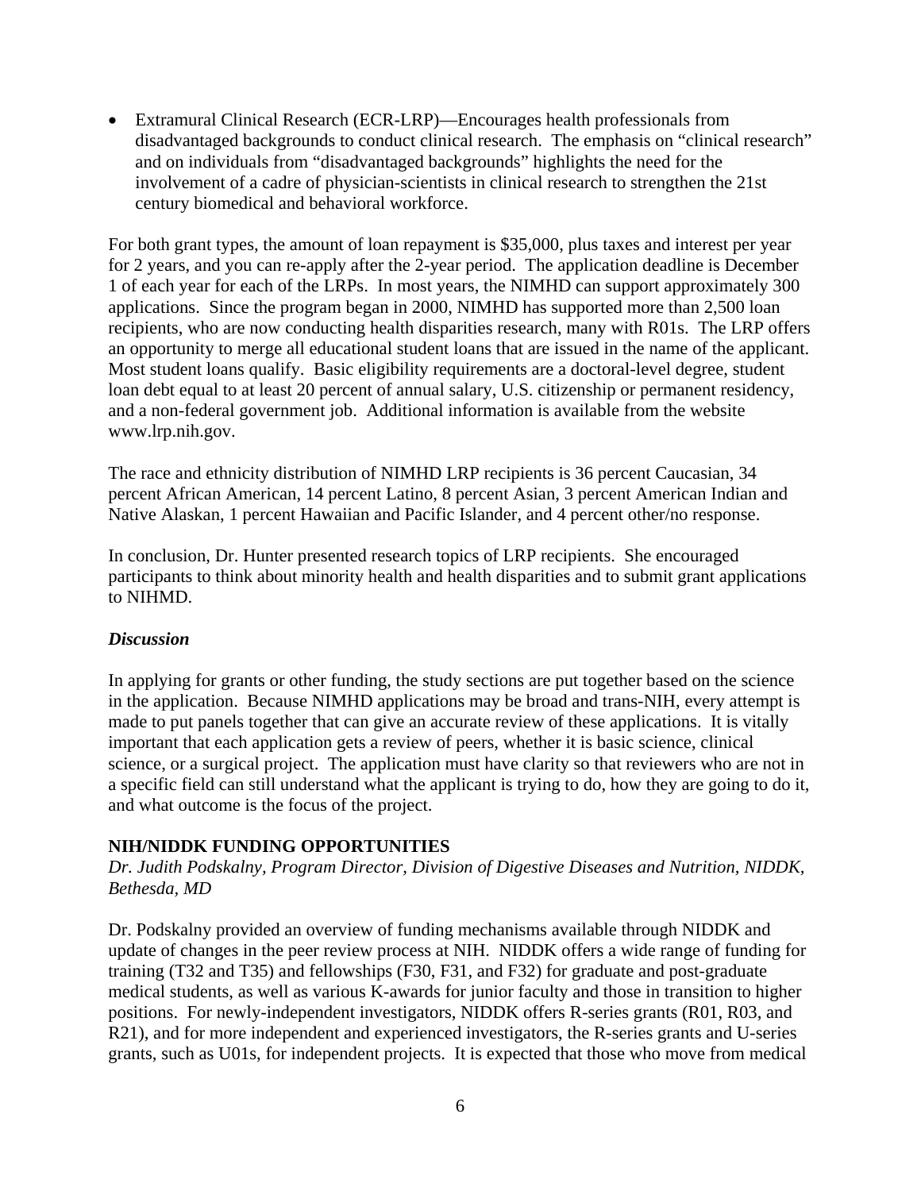- Extramural Clinical Research (ECR-LRP)—Encourages health professionals from disadvantaged backgrounds to conduct clinical research. The emphasis on "clinical research" and on individuals from "disadvantaged backgrounds" highlights the need for the involvement of a cadre of physician-scientists in clinical research to strengthen the 21st century biomedical and behavioral workforce.

For both grant types, the amount of loan repayment is $35,000, plus taxes and interest per year for 2 years, and you can re-apply after the 2-year period. The application deadline is December 1 of each year for each of the LRPs. In most years, the NIMHD can support approximately 300 applications. Since the program began in 2000, NIMHD has supported more than 2,500 loan recipients, who are now conducting health disparities research, many with R01s. The LRP offers an opportunity to merge all educational student loans that are issued in the name of the applicant. Most student loans qualify. Basic eligibility requirements are a doctoral-level degree, student loan debt equal to at least 20 percent of annual salary, U.S. citizenship or permanent residency, and a non-federal government job. Additional information is available from the website www.lrp.nih.gov.

The race and ethnicity distribution of NIMHD LRP recipients is 36 percent Caucasian, 34 percent African American, 14 percent Latino, 8 percent Asian, 3 percent American Indian and Native Alaskan, 1 percent Hawaiian and Pacific Islander, and 4 percent other/no response.

In conclusion, Dr. Hunter presented research topics of LRP recipients. She encouraged participants to think about minority health and health disparities and to submit grant applications to NIHMD.

### *Discussion*

In applying for grants or other funding, the study sections are put together based on the science in the application. Because NIMHD applications may be broad and trans-NIH, every attempt is made to put panels together that can give an accurate review of these applications. It is vitally important that each application gets a review of peers, whether it is basic science, clinical science, or a surgical project. The application must have clarity so that reviewers who are not in a specific field can still understand what the applicant is trying to do, how they are going to do it, and what outcome is the focus of the project.

## NIH/NIDDK FUNDING OPPORTUNITIES

*Dr. Judith Podskalny, Program Director, Division of Digestive Diseases and Nutrition, NIDDK, Bethesda, MD*

Dr. Podskalny provided an overview of funding mechanisms available through NIDDK and update of changes in the peer review process at NIH. NIDDK offers a wide range of funding for training (T32 and T35) and fellowships (F30, F31, and F32) for graduate and post-graduate medical students, as well as various K-awards for junior faculty and those in transition to higher positions. For newly-independent investigators, NIDDK offers R-series grants (R01, R03, and R21), and for more independent and experienced investigators, the R-series grants and U-series grants, such as U01s, for independent projects. It is expected that those who move from medical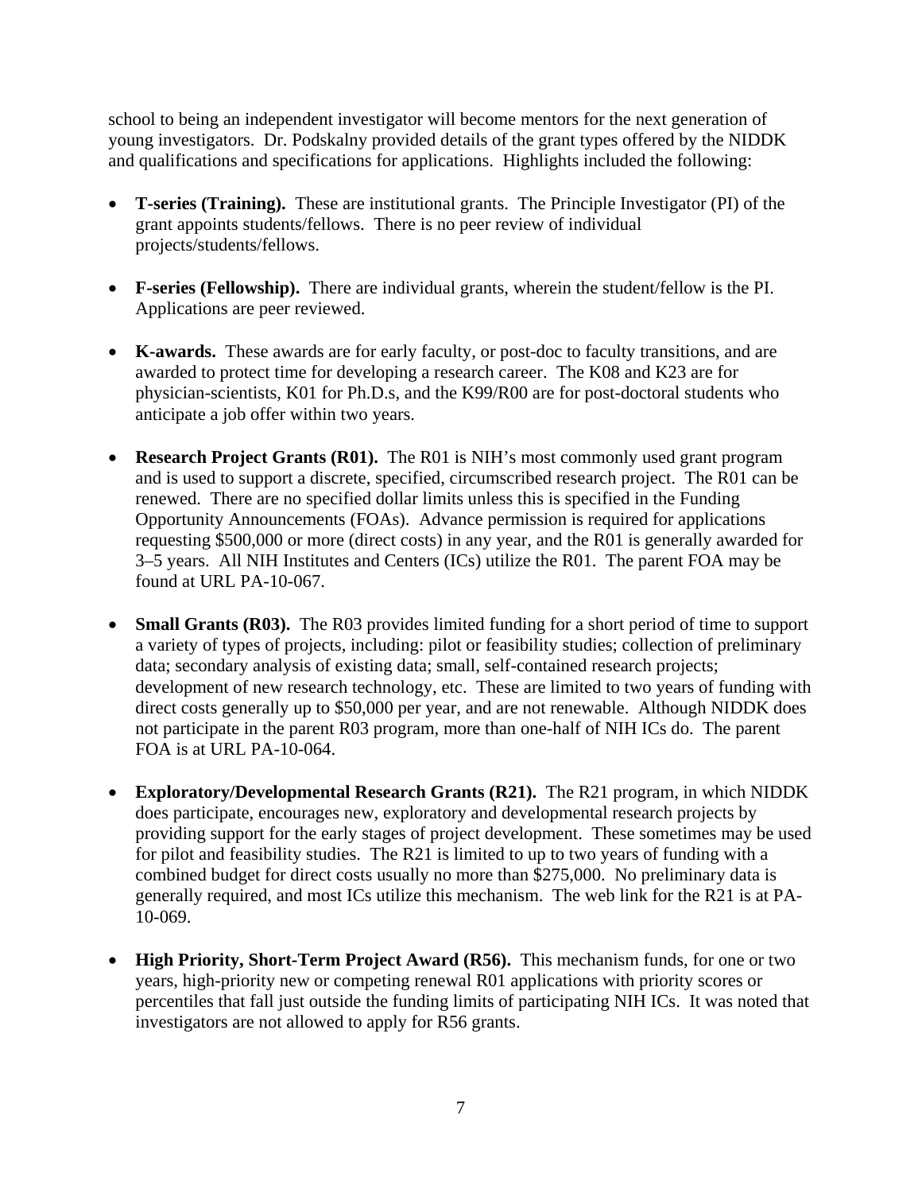school to being an independent investigator will become mentors for the next generation of young investigators. Dr. Podskalny provided details of the grant types offered by the NIDDK and qualifications and specifications for applications. Highlights included the following:

- **T-series (Training).** These are institutional grants. The Principle Investigator (PI) of the grant appoints students/fellows. There is no peer review of individual projects/students/fellows.
- **F-series (Fellowship).** There are individual grants, wherein the student/fellow is the PI. Applications are peer reviewed.
- **K-awards.** These awards are for early faculty, or post-doc to faculty transitions, and are awarded to protect time for developing a research career. The K08 and K23 are for physician-scientists, K01 for Ph.D.s, and the K99/R00 are for post-doctoral students who anticipate a job offer within two years.
- **Research Project Grants (R01).** The R01 is NIH's most commonly used grant program and is used to support a discrete, specified, circumscribed research project. The R01 can be renewed. There are no specified dollar limits unless this is specified in the Funding Opportunity Announcements (FOAs). Advance permission is required for applications requesting $500,000 or more (direct costs) in any year, and the R01 is generally awarded for 3–5 years. All NIH Institutes and Centers (ICs) utilize the R01. The parent FOA may be found at URL PA-10-067.
- **Small Grants (R03).** The R03 provides limited funding for a short period of time to support a variety of types of projects, including: pilot or feasibility studies; collection of preliminary data; secondary analysis of existing data; small, self-contained research projects; development of new research technology, etc. These are limited to two years of funding with direct costs generally up to $50,000 per year, and are not renewable. Although NIDDK does not participate in the parent R03 program, more than one-half of NIH ICs do. The parent FOA is at URL PA-10-064.
- **Exploratory/Developmental Research Grants (R21).** The R21 program, in which NIDDK does participate, encourages new, exploratory and developmental research projects by providing support for the early stages of project development. These sometimes may be used for pilot and feasibility studies. The R21 is limited to up to two years of funding with a combined budget for direct costs usually no more than $275,000. No preliminary data is generally required, and most ICs utilize this mechanism. The web link for the R21 is at PA-10-069.
- **High Priority, Short-Term Project Award (R56).** This mechanism funds, for one or two years, high-priority new or competing renewal R01 applications with priority scores or percentiles that fall just outside the funding limits of participating NIH ICs. It was noted that investigators are not allowed to apply for R56 grants.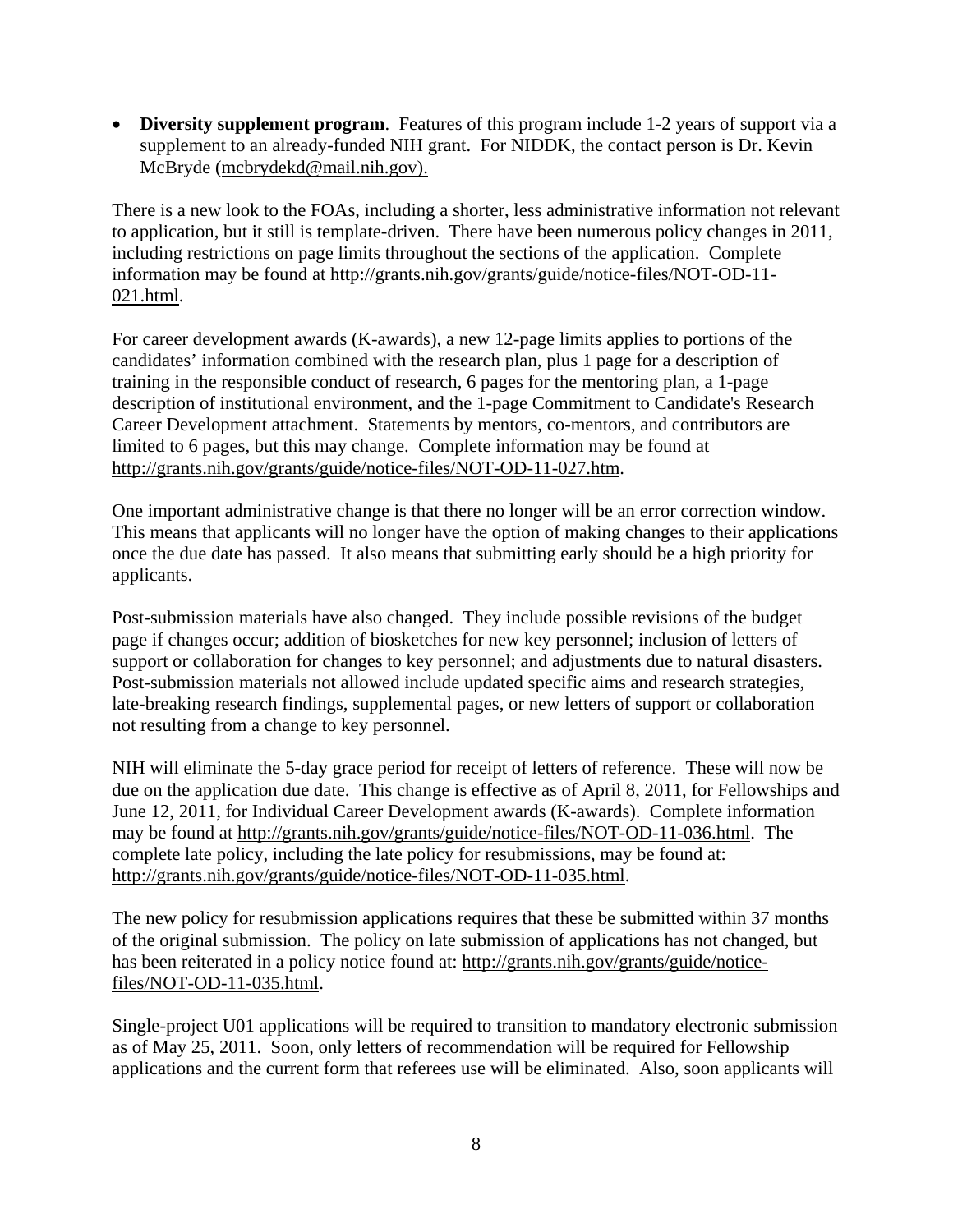- **Diversity supplement program**. Features of this program include 1-2 years of support via a supplement to an already-funded NIH grant. For NIDDK, the contact person is Dr. Kevin McBryde (mcbrydekd@mail.nih.gov).

There is a new look to the FOAs, including a shorter, less administrative information not relevant to application, but it still is template-driven. There have been numerous policy changes in 2011, including restrictions on page limits throughout the sections of the application. Complete information may be found at http://grants.nih.gov/grants/guide/notice-files/NOT-OD-11-021.html.

For career development awards (K-awards), a new 12-page limits applies to portions of the candidates' information combined with the research plan, plus 1 page for a description of training in the responsible conduct of research, 6 pages for the mentoring plan, a 1-page description of institutional environment, and the 1-page Commitment to Candidate's Research Career Development attachment. Statements by mentors, co-mentors, and contributors are limited to 6 pages, but this may change. Complete information may be found at http://grants.nih.gov/grants/guide/notice-files/NOT-OD-11-027.htm.

One important administrative change is that there no longer will be an error correction window. This means that applicants will no longer have the option of making changes to their applications once the due date has passed. It also means that submitting early should be a high priority for applicants.

Post-submission materials have also changed. They include possible revisions of the budget page if changes occur; addition of biosketches for new key personnel; inclusion of letters of support or collaboration for changes to key personnel; and adjustments due to natural disasters. Post-submission materials not allowed include updated specific aims and research strategies, late-breaking research findings, supplemental pages, or new letters of support or collaboration not resulting from a change to key personnel.

NIH will eliminate the 5-day grace period for receipt of letters of reference. These will now be due on the application due date. This change is effective as of April 8, 2011, for Fellowships and June 12, 2011, for Individual Career Development awards (K-awards). Complete information may be found at http://grants.nih.gov/grants/guide/notice-files/NOT-OD-11-036.html. The complete late policy, including the late policy for resubmissions, may be found at: http://grants.nih.gov/grants/guide/notice-files/NOT-OD-11-035.html.

The new policy for resubmission applications requires that these be submitted within 37 months of the original submission. The policy on late submission of applications has not changed, but has been reiterated in a policy notice found at: http://grants.nih.gov/grants/guide/notice-files/NOT-OD-11-035.html.

Single-project U01 applications will be required to transition to mandatory electronic submission as of May 25, 2011. Soon, only letters of recommendation will be required for Fellowship applications and the current form that referees use will be eliminated. Also, soon applicants will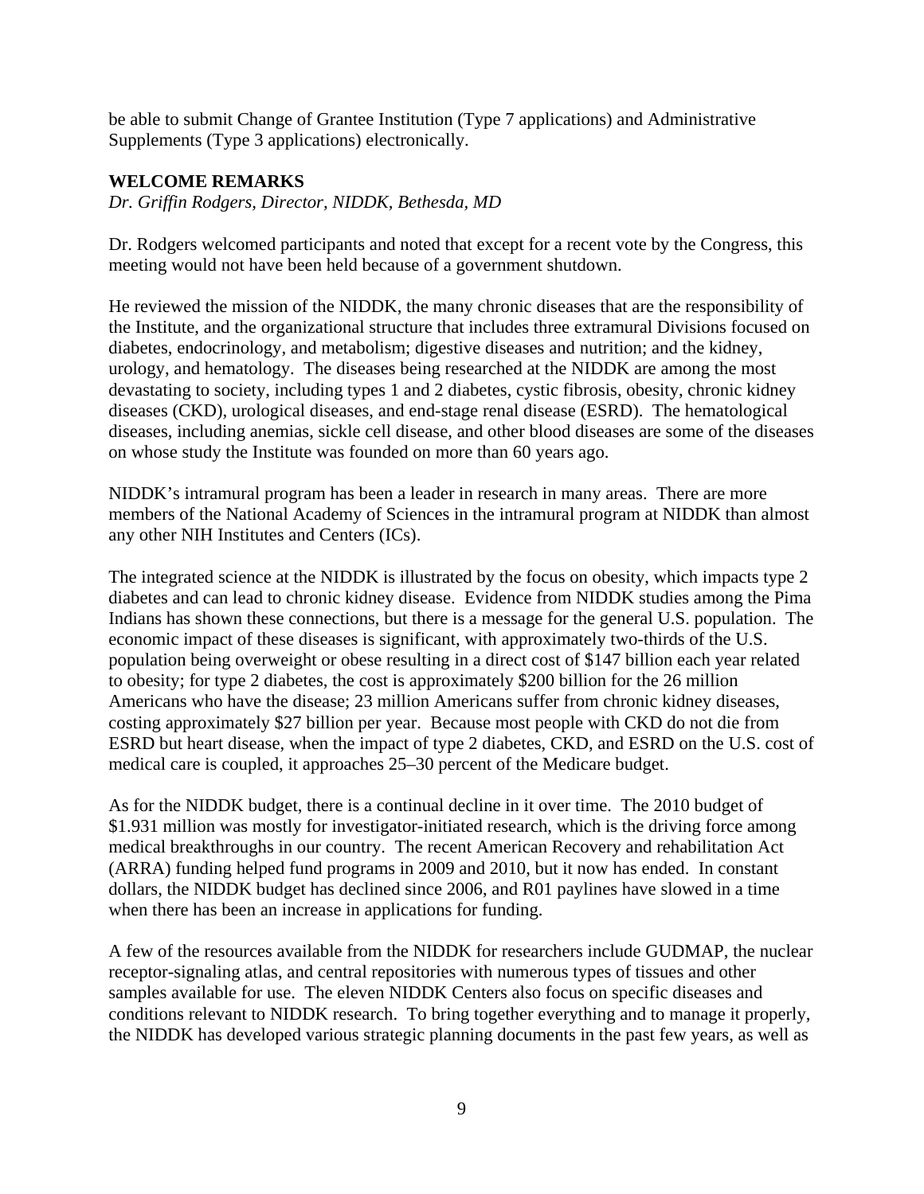be able to submit Change of Grantee Institution (Type 7 applications) and Administrative Supplements (Type 3 applications) electronically.

## WELCOME REMARKS

*Dr. Griffin Rodgers, Director, NIDDK, Bethesda, MD*

Dr. Rodgers welcomed participants and noted that except for a recent vote by the Congress, this meeting would not have been held because of a government shutdown.

He reviewed the mission of the NIDDK, the many chronic diseases that are the responsibility of the Institute, and the organizational structure that includes three extramural Divisions focused on diabetes, endocrinology, and metabolism; digestive diseases and nutrition; and the kidney, urology, and hematology. The diseases being researched at the NIDDK are among the most devastating to society, including types 1 and 2 diabetes, cystic fibrosis, obesity, chronic kidney diseases (CKD), urological diseases, and end-stage renal disease (ESRD). The hematological diseases, including anemias, sickle cell disease, and other blood diseases are some of the diseases on whose study the Institute was founded on more than 60 years ago.

NIDDK's intramural program has been a leader in research in many areas. There are more members of the National Academy of Sciences in the intramural program at NIDDK than almost any other NIH Institutes and Centers (ICs).

The integrated science at the NIDDK is illustrated by the focus on obesity, which impacts type 2 diabetes and can lead to chronic kidney disease. Evidence from NIDDK studies among the Pima Indians has shown these connections, but there is a message for the general U.S. population. The economic impact of these diseases is significant, with approximately two-thirds of the U.S. population being overweight or obese resulting in a direct cost of $147 billion each year related to obesity; for type 2 diabetes, the cost is approximately $200 billion for the 26 million Americans who have the disease; 23 million Americans suffer from chronic kidney diseases, costing approximately $27 billion per year. Because most people with CKD do not die from ESRD but heart disease, when the impact of type 2 diabetes, CKD, and ESRD on the U.S. cost of medical care is coupled, it approaches 25–30 percent of the Medicare budget.

As for the NIDDK budget, there is a continual decline in it over time. The 2010 budget of $1.931 million was mostly for investigator-initiated research, which is the driving force among medical breakthroughs in our country. The recent American Recovery and rehabilitation Act (ARRA) funding helped fund programs in 2009 and 2010, but it now has ended. In constant dollars, the NIDDK budget has declined since 2006, and R01 paylines have slowed in a time when there has been an increase in applications for funding.

A few of the resources available from the NIDDK for researchers include GUDMAP, the nuclear receptor-signaling atlas, and central repositories with numerous types of tissues and other samples available for use. The eleven NIDDK Centers also focus on specific diseases and conditions relevant to NIDDK research. To bring together everything and to manage it properly, the NIDDK has developed various strategic planning documents in the past few years, as well as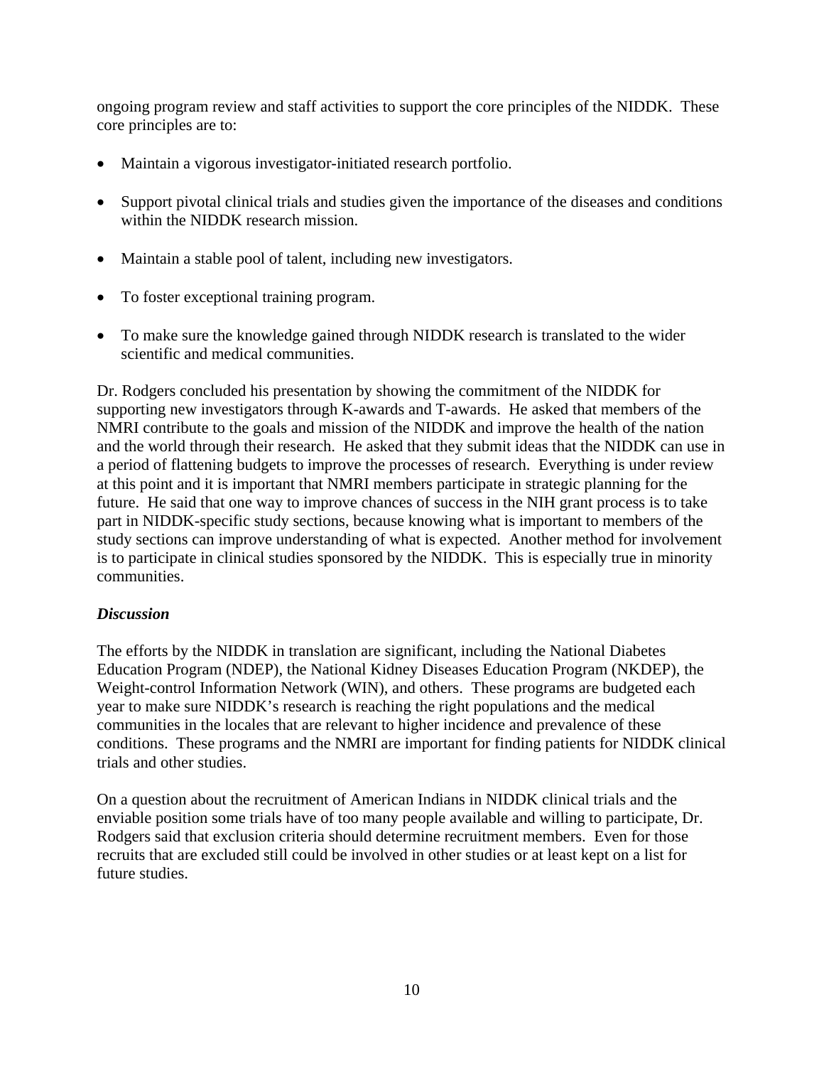ongoing program review and staff activities to support the core principles of the NIDDK. These core principles are to:

- Maintain a vigorous investigator-initiated research portfolio.
- Support pivotal clinical trials and studies given the importance of the diseases and conditions within the NIDDK research mission.
- Maintain a stable pool of talent, including new investigators.
- To foster exceptional training program.
- To make sure the knowledge gained through NIDDK research is translated to the wider scientific and medical communities.

Dr. Rodgers concluded his presentation by showing the commitment of the NIDDK for supporting new investigators through K-awards and T-awards. He asked that members of the NMRI contribute to the goals and mission of the NIDDK and improve the health of the nation and the world through their research. He asked that they submit ideas that the NIDDK can use in a period of flattening budgets to improve the processes of research. Everything is under review at this point and it is important that NMRI members participate in strategic planning for the future. He said that one way to improve chances of success in the NIH grant process is to take part in NIDDK-specific study sections, because knowing what is important to members of the study sections can improve understanding of what is expected. Another method for involvement is to participate in clinical studies sponsored by the NIDDK. This is especially true in minority communities.

***Discussion***

The efforts by the NIDDK in translation are significant, including the National Diabetes Education Program (NDEP), the National Kidney Diseases Education Program (NKDEP), the Weight-control Information Network (WIN), and others. These programs are budgeted each year to make sure NIDDK's research is reaching the right populations and the medical communities in the locales that are relevant to higher incidence and prevalence of these conditions. These programs and the NMRI are important for finding patients for NIDDK clinical trials and other studies.

On a question about the recruitment of American Indians in NIDDK clinical trials and the enviable position some trials have of too many people available and willing to participate, Dr. Rodgers said that exclusion criteria should determine recruitment members. Even for those recruits that are excluded still could be involved in other studies or at least kept on a list for future studies.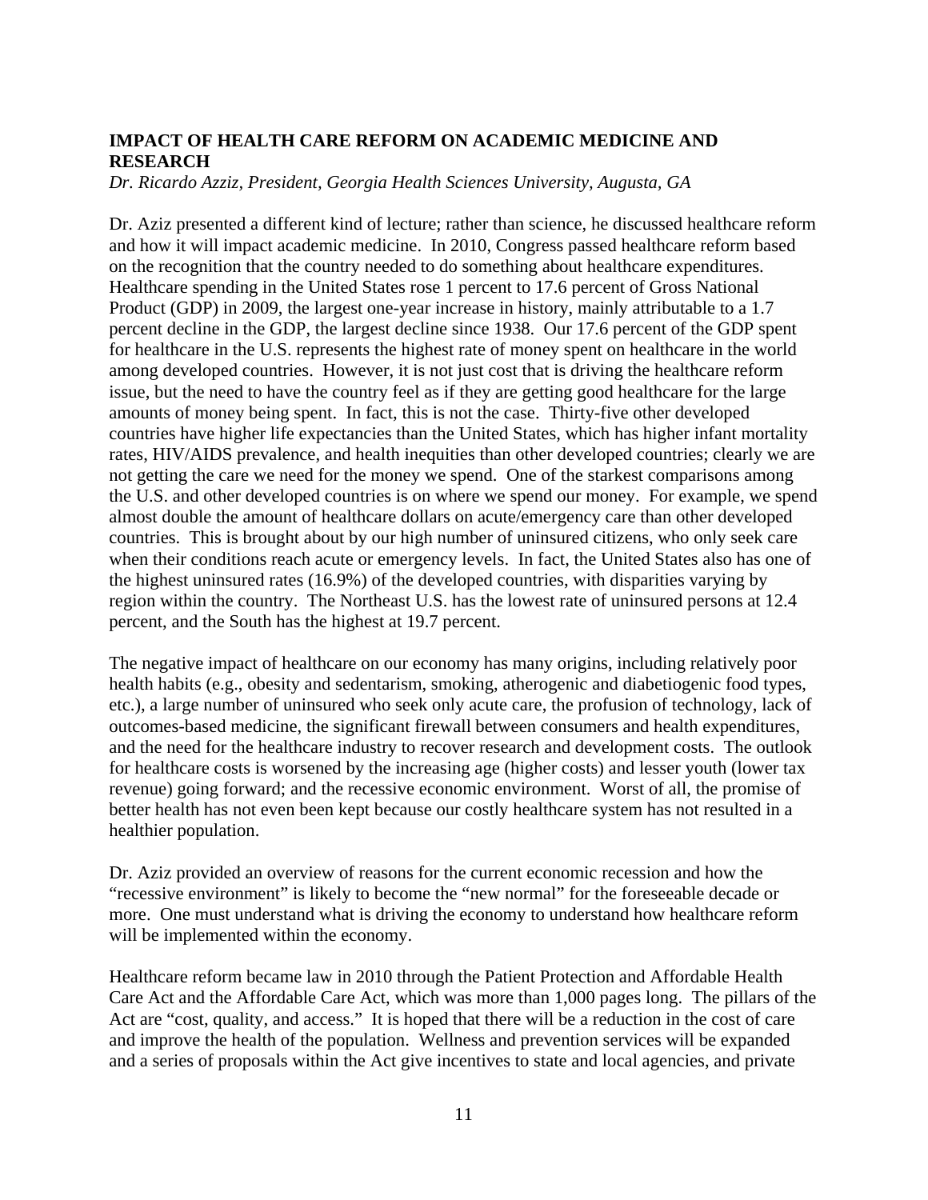**IMPACT OF HEALTH CARE REFORM ON ACADEMIC MEDICINE AND RESEARCH**

*Dr. Ricardo Azziz, President, Georgia Health Sciences University, Augusta, GA*

Dr. Aziz presented a different kind of lecture; rather than science, he discussed healthcare reform and how it will impact academic medicine. In 2010, Congress passed healthcare reform based on the recognition that the country needed to do something about healthcare expenditures. Healthcare spending in the United States rose 1 percent to 17.6 percent of Gross National Product (GDP) in 2009, the largest one-year increase in history, mainly attributable to a 1.7 percent decline in the GDP, the largest decline since 1938. Our 17.6 percent of the GDP spent for healthcare in the U.S. represents the highest rate of money spent on healthcare in the world among developed countries. However, it is not just cost that is driving the healthcare reform issue, but the need to have the country feel as if they are getting good healthcare for the large amounts of money being spent. In fact, this is not the case. Thirty-five other developed countries have higher life expectancies than the United States, which has higher infant mortality rates, HIV/AIDS prevalence, and health inequities than other developed countries; clearly we are not getting the care we need for the money we spend. One of the starkest comparisons among the U.S. and other developed countries is on where we spend our money. For example, we spend almost double the amount of healthcare dollars on acute/emergency care than other developed countries. This is brought about by our high number of uninsured citizens, who only seek care when their conditions reach acute or emergency levels. In fact, the United States also has one of the highest uninsured rates (16.9%) of the developed countries, with disparities varying by region within the country. The Northeast U.S. has the lowest rate of uninsured persons at 12.4 percent, and the South has the highest at 19.7 percent.

The negative impact of healthcare on our economy has many origins, including relatively poor health habits (e.g., obesity and sedentarism, smoking, atherogenic and diabetiogenic food types, etc.), a large number of uninsured who seek only acute care, the profusion of technology, lack of outcomes-based medicine, the significant firewall between consumers and health expenditures, and the need for the healthcare industry to recover research and development costs. The outlook for healthcare costs is worsened by the increasing age (higher costs) and lesser youth (lower tax revenue) going forward; and the recessive economic environment. Worst of all, the promise of better health has not even been kept because our costly healthcare system has not resulted in a healthier population.

Dr. Aziz provided an overview of reasons for the current economic recession and how the "recessive environment" is likely to become the "new normal" for the foreseeable decade or more. One must understand what is driving the economy to understand how healthcare reform will be implemented within the economy.

Healthcare reform became law in 2010 through the Patient Protection and Affordable Health Care Act and the Affordable Care Act, which was more than 1,000 pages long. The pillars of the Act are "cost, quality, and access." It is hoped that there will be a reduction in the cost of care and improve the health of the population. Wellness and prevention services will be expanded and a series of proposals within the Act give incentives to state and local agencies, and private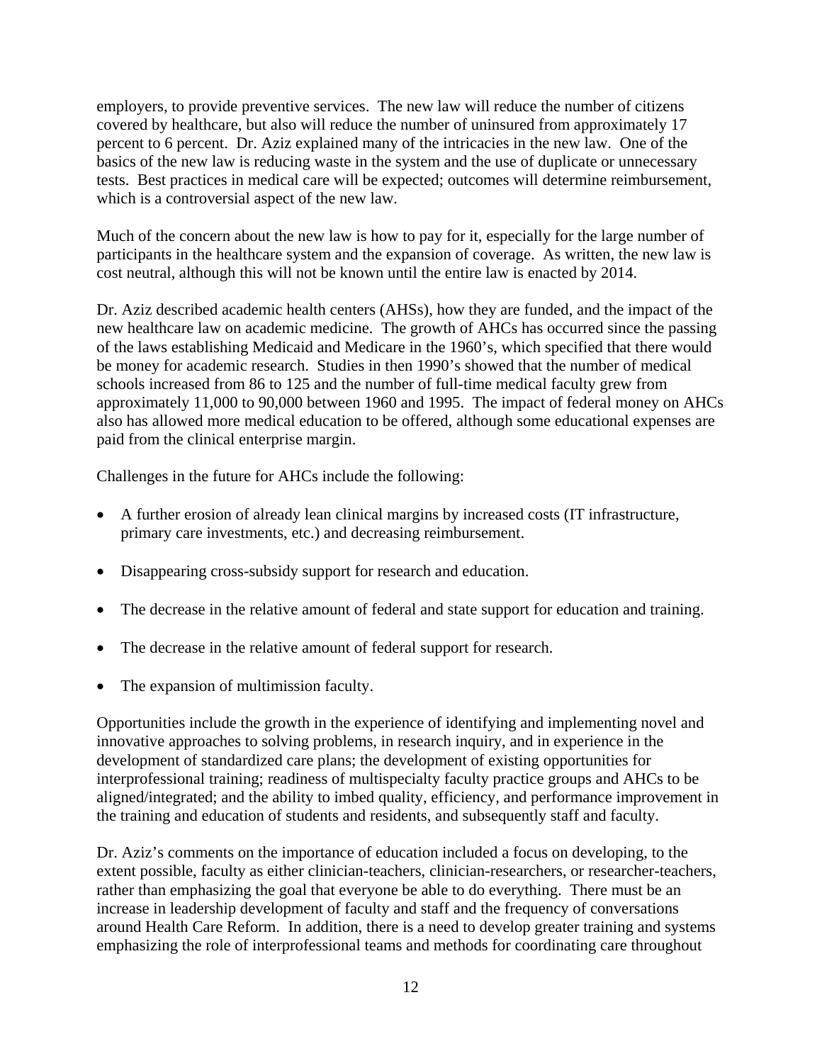employers, to provide preventive services. The new law will reduce the number of citizens covered by healthcare, but also will reduce the number of uninsured from approximately 17 percent to 6 percent. Dr. Aziz explained many of the intricacies in the new law. One of the basics of the new law is reducing waste in the system and the use of duplicate or unnecessary tests. Best practices in medical care will be expected; outcomes will determine reimbursement, which is a controversial aspect of the new law.

Much of the concern about the new law is how to pay for it, especially for the large number of participants in the healthcare system and the expansion of coverage. As written, the new law is cost neutral, although this will not be known until the entire law is enacted by 2014.

Dr. Aziz described academic health centers (AHSs), how they are funded, and the impact of the new healthcare law on academic medicine. The growth of AHCs has occurred since the passing of the laws establishing Medicaid and Medicare in the 1960's, which specified that there would be money for academic research. Studies in then 1990's showed that the number of medical schools increased from 86 to 125 and the number of full-time medical faculty grew from approximately 11,000 to 90,000 between 1960 and 1995. The impact of federal money on AHCs also has allowed more medical education to be offered, although some educational expenses are paid from the clinical enterprise margin.

Challenges in the future for AHCs include the following:

- A further erosion of already lean clinical margins by increased costs (IT infrastructure, primary care investments, etc.) and decreasing reimbursement.
- Disappearing cross-subsidy support for research and education.
- The decrease in the relative amount of federal and state support for education and training.
- The decrease in the relative amount of federal support for research.
- The expansion of multimission faculty.

Opportunities include the growth in the experience of identifying and implementing novel and innovative approaches to solving problems, in research inquiry, and in experience in the development of standardized care plans; the development of existing opportunities for interprofessional training; readiness of multispecialty faculty practice groups and AHCs to be aligned/integrated; and the ability to imbed quality, efficiency, and performance improvement in the training and education of students and residents, and subsequently staff and faculty.

Dr. Aziz's comments on the importance of education included a focus on developing, to the extent possible, faculty as either clinician-teachers, clinician-researchers, or researcher-teachers, rather than emphasizing the goal that everyone be able to do everything. There must be an increase in leadership development of faculty and staff and the frequency of conversations around Health Care Reform. In addition, there is a need to develop greater training and systems emphasizing the role of interprofessional teams and methods for coordinating care throughout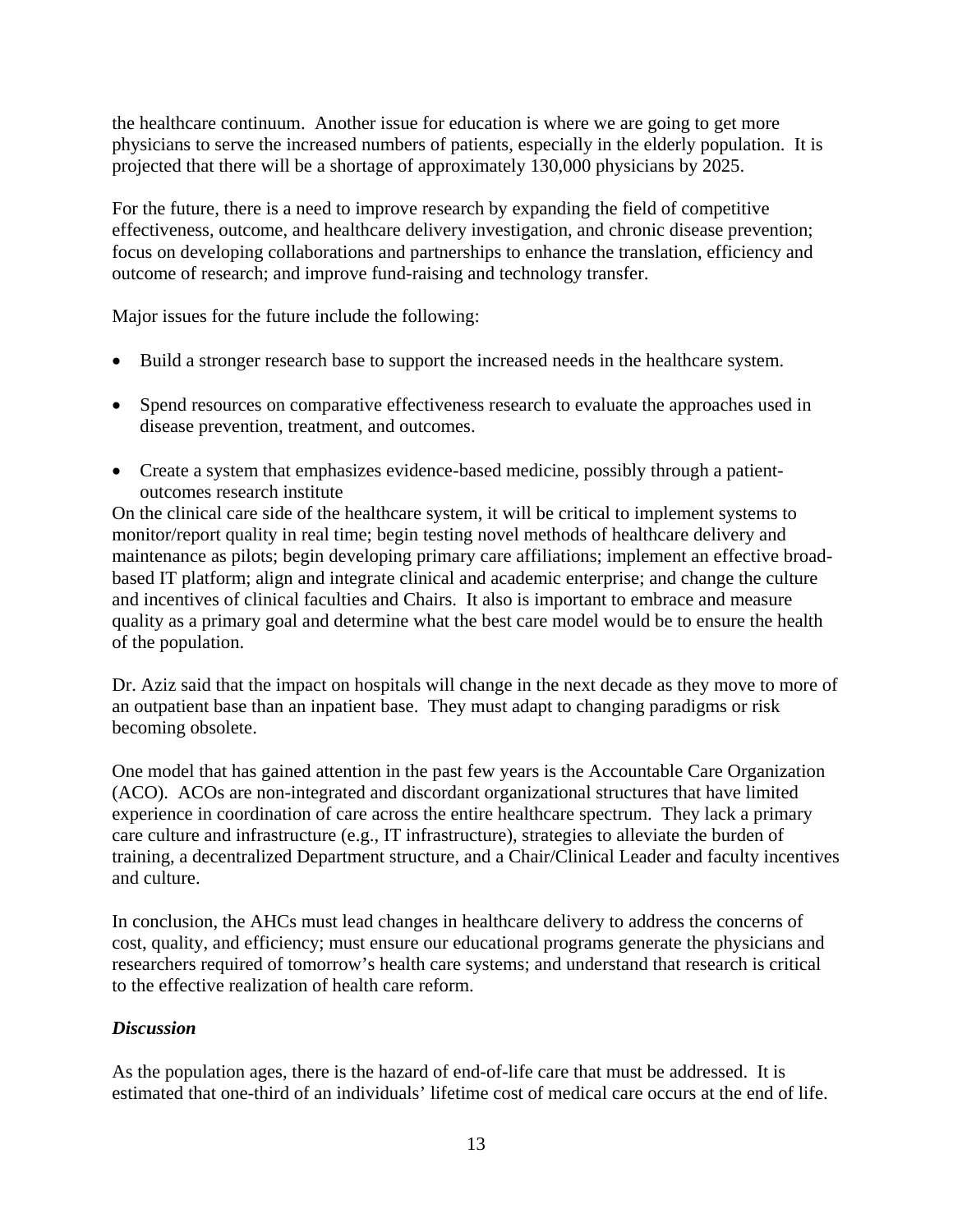the healthcare continuum. Another issue for education is where we are going to get more physicians to serve the increased numbers of patients, especially in the elderly population. It is projected that there will be a shortage of approximately 130,000 physicians by 2025.

For the future, there is a need to improve research by expanding the field of competitive effectiveness, outcome, and healthcare delivery investigation, and chronic disease prevention; focus on developing collaborations and partnerships to enhance the translation, efficiency and outcome of research; and improve fund-raising and technology transfer.

Major issues for the future include the following:

- Build a stronger research base to support the increased needs in the healthcare system.
- Spend resources on comparative effectiveness research to evaluate the approaches used in disease prevention, treatment, and outcomes.
- Create a system that emphasizes evidence-based medicine, possibly through a patient-outcomes research institute

On the clinical care side of the healthcare system, it will be critical to implement systems to monitor/report quality in real time; begin testing novel methods of healthcare delivery and maintenance as pilots; begin developing primary care affiliations; implement an effective broad-based IT platform; align and integrate clinical and academic enterprise; and change the culture and incentives of clinical faculties and Chairs. It also is important to embrace and measure quality as a primary goal and determine what the best care model would be to ensure the health of the population.

Dr. Aziz said that the impact on hospitals will change in the next decade as they move to more of an outpatient base than an inpatient base. They must adapt to changing paradigms or risk becoming obsolete.

One model that has gained attention in the past few years is the Accountable Care Organization (ACO). ACOs are non-integrated and discordant organizational structures that have limited experience in coordination of care across the entire healthcare spectrum. They lack a primary care culture and infrastructure (e.g., IT infrastructure), strategies to alleviate the burden of training, a decentralized Department structure, and a Chair/Clinical Leader and faculty incentives and culture.

In conclusion, the AHCs must lead changes in healthcare delivery to address the concerns of cost, quality, and efficiency; must ensure our educational programs generate the physicians and researchers required of tomorrow's health care systems; and understand that research is critical to the effective realization of health care reform.

***Discussion***

As the population ages, there is the hazard of end-of-life care that must be addressed. It is estimated that one-third of an individuals' lifetime cost of medical care occurs at the end of life.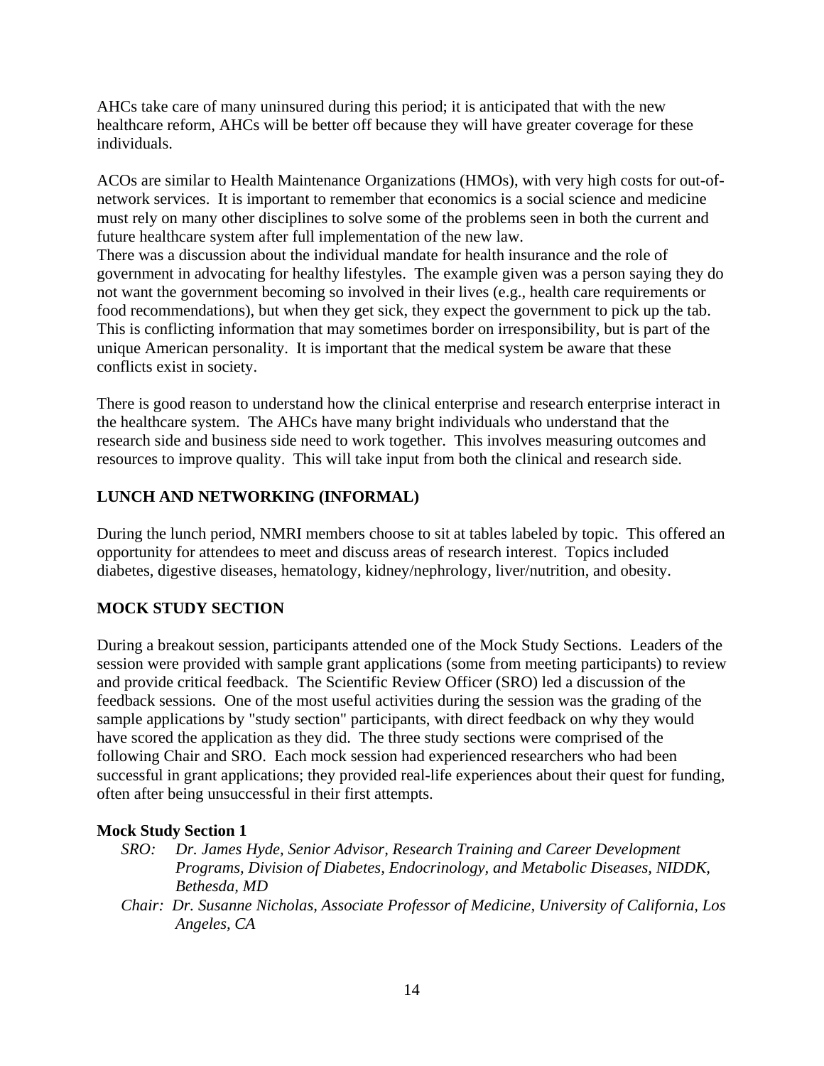AHCs take care of many uninsured during this period; it is anticipated that with the new healthcare reform, AHCs will be better off because they will have greater coverage for these individuals.

ACOs are similar to Health Maintenance Organizations (HMOs), with very high costs for out-of-network services. It is important to remember that economics is a social science and medicine must rely on many other disciplines to solve some of the problems seen in both the current and future healthcare system after full implementation of the new law.
There was a discussion about the individual mandate for health insurance and the role of government in advocating for healthy lifestyles. The example given was a person saying they do not want the government becoming so involved in their lives (e.g., health care requirements or food recommendations), but when they get sick, they expect the government to pick up the tab. This is conflicting information that may sometimes border on irresponsibility, but is part of the unique American personality. It is important that the medical system be aware that these conflicts exist in society.

There is good reason to understand how the clinical enterprise and research enterprise interact in the healthcare system. The AHCs have many bright individuals who understand that the research side and business side need to work together. This involves measuring outcomes and resources to improve quality. This will take input from both the clinical and research side.

## LUNCH AND NETWORKING (INFORMAL)

During the lunch period, NMRI members choose to sit at tables labeled by topic. This offered an opportunity for attendees to meet and discuss areas of research interest. Topics included diabetes, digestive diseases, hematology, kidney/nephrology, liver/nutrition, and obesity.

## MOCK STUDY SECTION

During a breakout session, participants attended one of the Mock Study Sections. Leaders of the session were provided with sample grant applications (some from meeting participants) to review and provide critical feedback. The Scientific Review Officer (SRO) led a discussion of the feedback sessions. One of the most useful activities during the session was the grading of the sample applications by "study section" participants, with direct feedback on why they would have scored the application as they did. The three study sections were comprised of the following Chair and SRO. Each mock session had experienced researchers who had been successful in grant applications; they provided real-life experiences about their quest for funding, often after being unsuccessful in their first attempts.

### Mock Study Section 1

*SRO: Dr. James Hyde, Senior Advisor, Research Training and Career Development Programs, Division of Diabetes, Endocrinology, and Metabolic Diseases, NIDDK, Bethesda, MD*

*Chair: Dr. Susanne Nicholas, Associate Professor of Medicine, University of California, Los Angeles, CA*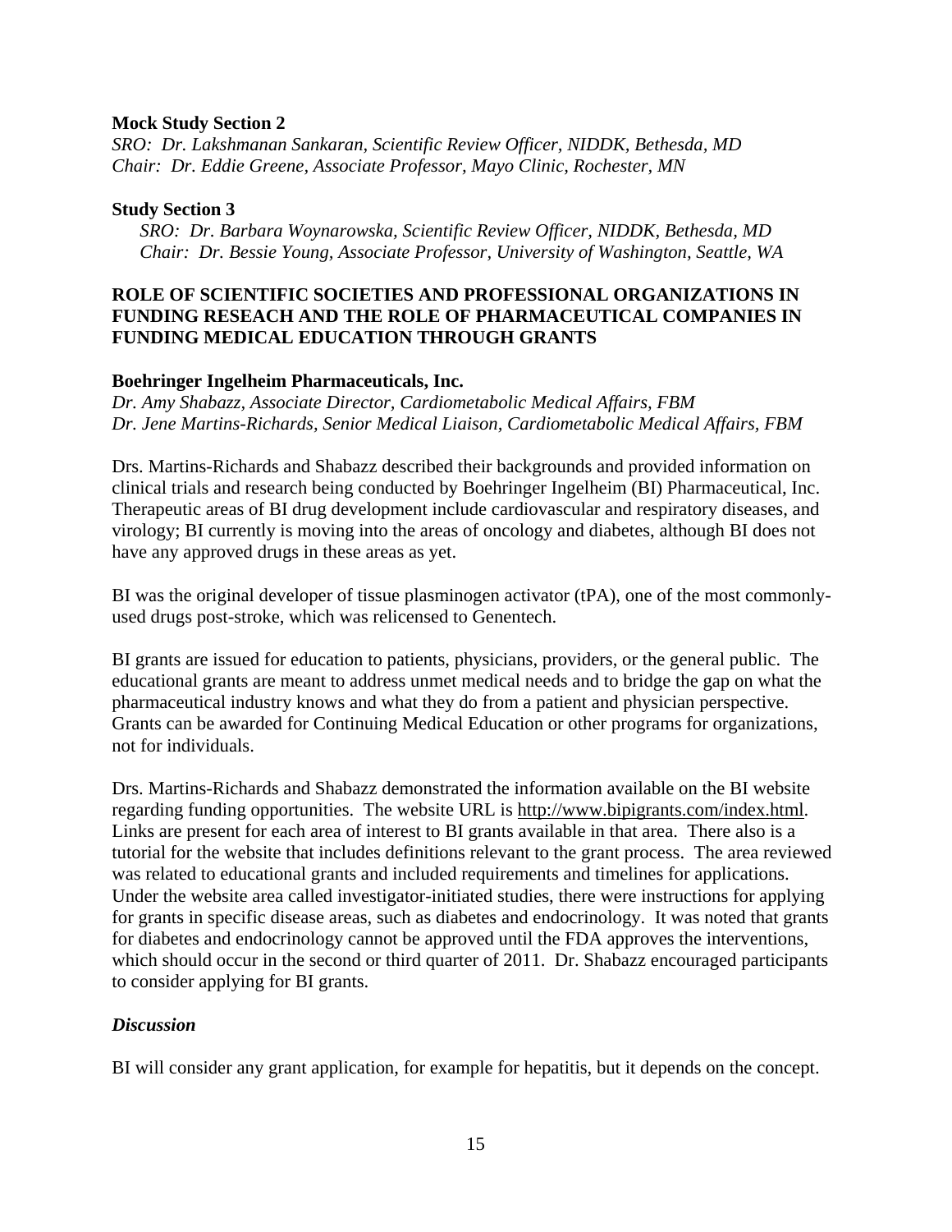**Mock Study Section 2**

*SRO: Dr. Lakshmanan Sankaran, Scientific Review Officer, NIDDK, Bethesda, MD*
*Chair: Dr. Eddie Greene, Associate Professor, Mayo Clinic, Rochester, MN*

**Study Section 3**

*SRO: Dr. Barbara Woynarowska, Scientific Review Officer, NIDDK, Bethesda, MD*
*Chair: Dr. Bessie Young, Associate Professor, University of Washington, Seattle, WA*

## ROLE OF SCIENTIFIC SOCIETIES AND PROFESSIONAL ORGANIZATIONS IN FUNDING RESEACH AND THE ROLE OF PHARMACEUTICAL COMPANIES IN FUNDING MEDICAL EDUCATION THROUGH GRANTS

**Boehringer Ingelheim Pharmaceuticals, Inc.**

*Dr. Amy Shabazz, Associate Director, Cardiometabolic Medical Affairs, FBM*
*Dr. Jene Martins-Richards, Senior Medical Liaison, Cardiometabolic Medical Affairs, FBM*

Drs. Martins-Richards and Shabazz described their backgrounds and provided information on clinical trials and research being conducted by Boehringer Ingelheim (BI) Pharmaceutical, Inc. Therapeutic areas of BI drug development include cardiovascular and respiratory diseases, and virology; BI currently is moving into the areas of oncology and diabetes, although BI does not have any approved drugs in these areas as yet.

BI was the original developer of tissue plasminogen activator (tPA), one of the most commonly-used drugs post-stroke, which was relicensed to Genentech.

BI grants are issued for education to patients, physicians, providers, or the general public. The educational grants are meant to address unmet medical needs and to bridge the gap on what the pharmaceutical industry knows and what they do from a patient and physician perspective. Grants can be awarded for Continuing Medical Education or other programs for organizations, not for individuals.

Drs. Martins-Richards and Shabazz demonstrated the information available on the BI website regarding funding opportunities. The website URL is http://www.bipigrants.com/index.html. Links are present for each area of interest to BI grants available in that area. There also is a tutorial for the website that includes definitions relevant to the grant process. The area reviewed was related to educational grants and included requirements and timelines for applications. Under the website area called investigator-initiated studies, there were instructions for applying for grants in specific disease areas, such as diabetes and endocrinology. It was noted that grants for diabetes and endocrinology cannot be approved until the FDA approves the interventions, which should occur in the second or third quarter of 2011. Dr. Shabazz encouraged participants to consider applying for BI grants.

### *Discussion*

BI will consider any grant application, for example for hepatitis, but it depends on the concept.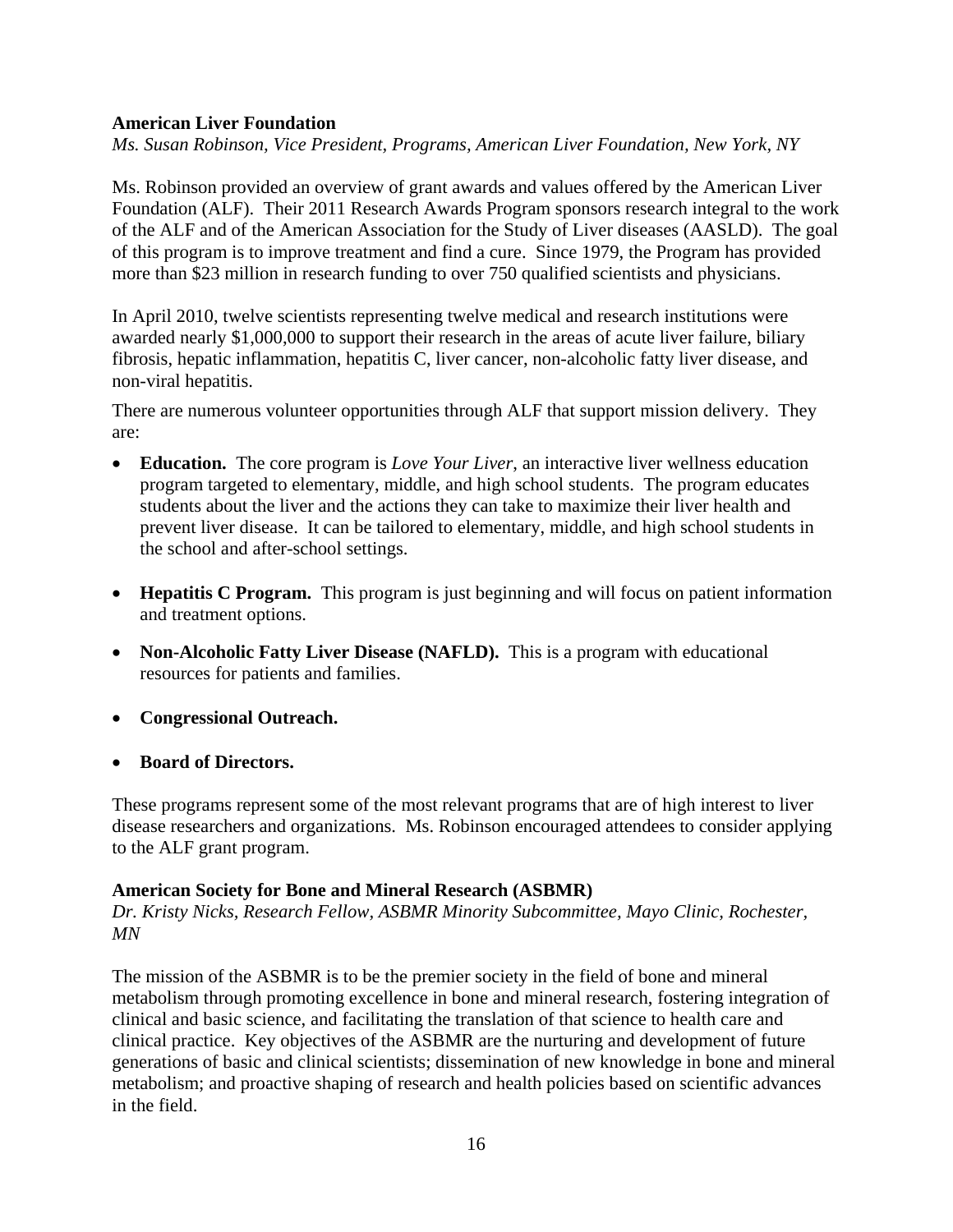**American Liver Foundation**

*Ms. Susan Robinson, Vice President, Programs, American Liver Foundation, New York, NY*

Ms. Robinson provided an overview of grant awards and values offered by the American Liver Foundation (ALF). Their 2011 Research Awards Program sponsors research integral to the work of the ALF and of the American Association for the Study of Liver diseases (AASLD). The goal of this program is to improve treatment and find a cure. Since 1979, the Program has provided more than $23 million in research funding to over 750 qualified scientists and physicians.

In April 2010, twelve scientists representing twelve medical and research institutions were awarded nearly $1,000,000 to support their research in the areas of acute liver failure, biliary fibrosis, hepatic inflammation, hepatitis C, liver cancer, non-alcoholic fatty liver disease, and non-viral hepatitis.

There are numerous volunteer opportunities through ALF that support mission delivery. They are:

- **Education.** The core program is *Love Your Liver*, an interactive liver wellness education program targeted to elementary, middle, and high school students. The program educates students about the liver and the actions they can take to maximize their liver health and prevent liver disease. It can be tailored to elementary, middle, and high school students in the school and after-school settings.
- **Hepatitis C Program.** This program is just beginning and will focus on patient information and treatment options.
- **Non-Alcoholic Fatty Liver Disease (NAFLD).** This is a program with educational resources for patients and families.
- **Congressional Outreach.**
- **Board of Directors.**

These programs represent some of the most relevant programs that are of high interest to liver disease researchers and organizations. Ms. Robinson encouraged attendees to consider applying to the ALF grant program.

**American Society for Bone and Mineral Research (ASBMR)**

*Dr. Kristy Nicks, Research Fellow, ASBMR Minority Subcommittee, Mayo Clinic, Rochester, MN*

The mission of the ASBMR is to be the premier society in the field of bone and mineral metabolism through promoting excellence in bone and mineral research, fostering integration of clinical and basic science, and facilitating the translation of that science to health care and clinical practice. Key objectives of the ASBMR are the nurturing and development of future generations of basic and clinical scientists; dissemination of new knowledge in bone and mineral metabolism; and proactive shaping of research and health policies based on scientific advances in the field.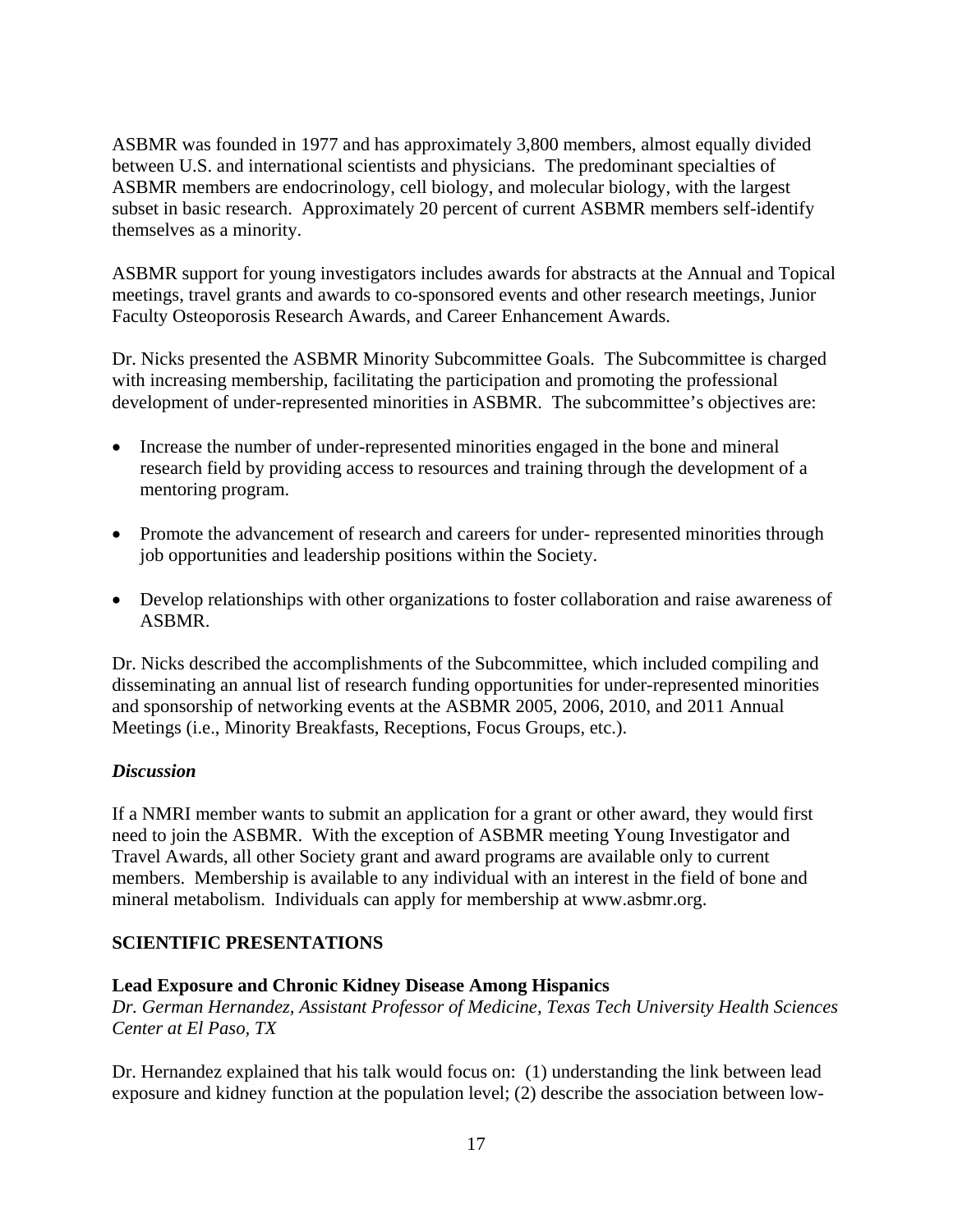ASBMR was founded in 1977 and has approximately 3,800 members, almost equally divided between U.S. and international scientists and physicians. The predominant specialties of ASBMR members are endocrinology, cell biology, and molecular biology, with the largest subset in basic research. Approximately 20 percent of current ASBMR members self-identify themselves as a minority.

ASBMR support for young investigators includes awards for abstracts at the Annual and Topical meetings, travel grants and awards to co-sponsored events and other research meetings, Junior Faculty Osteoporosis Research Awards, and Career Enhancement Awards.

Dr. Nicks presented the ASBMR Minority Subcommittee Goals. The Subcommittee is charged with increasing membership, facilitating the participation and promoting the professional development of under-represented minorities in ASBMR. The subcommittee's objectives are:

- Increase the number of under-represented minorities engaged in the bone and mineral research field by providing access to resources and training through the development of a mentoring program.
- Promote the advancement of research and careers for under- represented minorities through job opportunities and leadership positions within the Society.
- Develop relationships with other organizations to foster collaboration and raise awareness of ASBMR.

Dr. Nicks described the accomplishments of the Subcommittee, which included compiling and disseminating an annual list of research funding opportunities for under-represented minorities and sponsorship of networking events at the ASBMR 2005, 2006, 2010, and 2011 Annual Meetings (i.e., Minority Breakfasts, Receptions, Focus Groups, etc.).

### *Discussion*

If a NMRI member wants to submit an application for a grant or other award, they would first need to join the ASBMR. With the exception of ASBMR meeting Young Investigator and Travel Awards, all other Society grant and award programs are available only to current members. Membership is available to any individual with an interest in the field of bone and mineral metabolism. Individuals can apply for membership at www.asbmr.org.

## SCIENTIFIC PRESENTATIONS

### Lead Exposure and Chronic Kidney Disease Among Hispanics

*Dr. German Hernandez, Assistant Professor of Medicine, Texas Tech University Health Sciences Center at El Paso, TX*

Dr. Hernandez explained that his talk would focus on: (1) understanding the link between lead exposure and kidney function at the population level; (2) describe the association between low-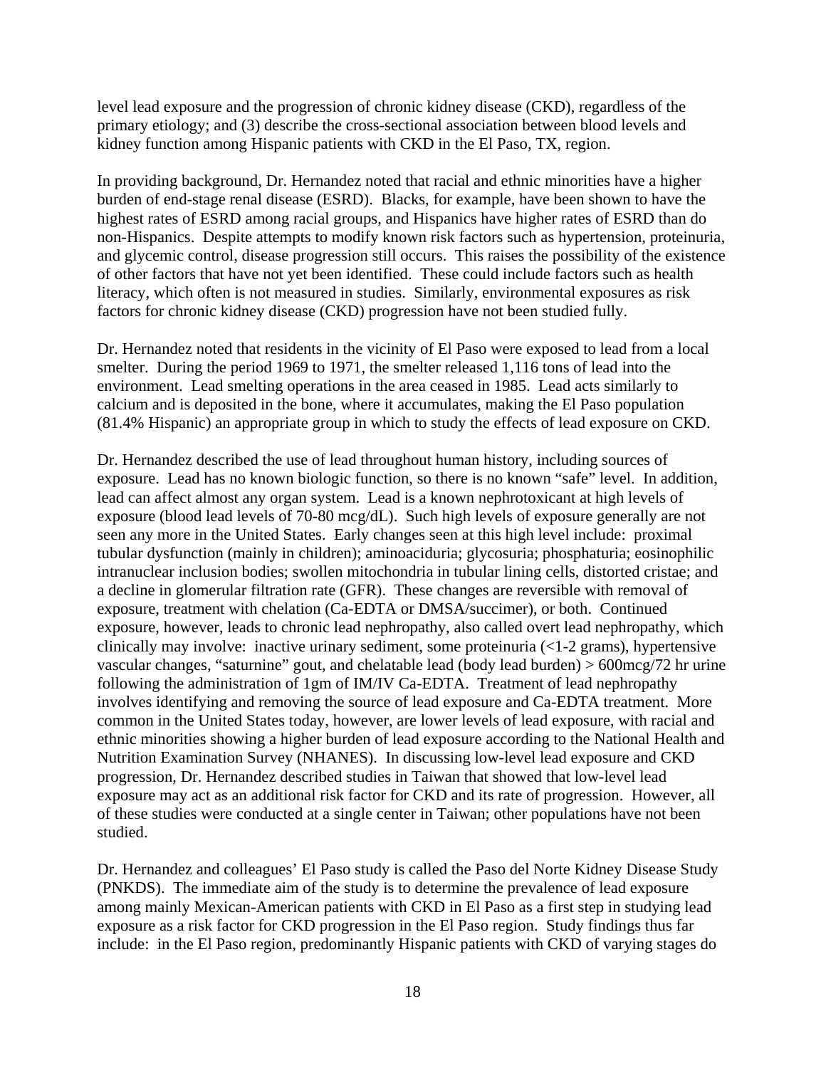level lead exposure and the progression of chronic kidney disease (CKD), regardless of the primary etiology; and (3) describe the cross-sectional association between blood levels and kidney function among Hispanic patients with CKD in the El Paso, TX, region.

In providing background, Dr. Hernandez noted that racial and ethnic minorities have a higher burden of end-stage renal disease (ESRD). Blacks, for example, have been shown to have the highest rates of ESRD among racial groups, and Hispanics have higher rates of ESRD than do non-Hispanics. Despite attempts to modify known risk factors such as hypertension, proteinuria, and glycemic control, disease progression still occurs. This raises the possibility of the existence of other factors that have not yet been identified. These could include factors such as health literacy, which often is not measured in studies. Similarly, environmental exposures as risk factors for chronic kidney disease (CKD) progression have not been studied fully.

Dr. Hernandez noted that residents in the vicinity of El Paso were exposed to lead from a local smelter. During the period 1969 to 1971, the smelter released 1,116 tons of lead into the environment. Lead smelting operations in the area ceased in 1985. Lead acts similarly to calcium and is deposited in the bone, where it accumulates, making the El Paso population (81.4% Hispanic) an appropriate group in which to study the effects of lead exposure on CKD.

Dr. Hernandez described the use of lead throughout human history, including sources of exposure. Lead has no known biologic function, so there is no known "safe" level. In addition, lead can affect almost any organ system. Lead is a known nephrotoxicant at high levels of exposure (blood lead levels of 70-80 mcg/dL). Such high levels of exposure generally are not seen any more in the United States. Early changes seen at this high level include: proximal tubular dysfunction (mainly in children); aminoaciduria; glycosuria; phosphaturia; eosinophilic intranuclear inclusion bodies; swollen mitochondria in tubular lining cells, distorted cristae; and a decline in glomerular filtration rate (GFR). These changes are reversible with removal of exposure, treatment with chelation (Ca-EDTA or DMSA/succimer), or both. Continued exposure, however, leads to chronic lead nephropathy, also called overt lead nephropathy, which clinically may involve: inactive urinary sediment, some proteinuria (<1-2 grams), hypertensive vascular changes, "saturnine" gout, and chelatable lead (body lead burden) > 600mcg/72 hr urine following the administration of 1gm of IM/IV Ca-EDTA. Treatment of lead nephropathy involves identifying and removing the source of lead exposure and Ca-EDTA treatment. More common in the United States today, however, are lower levels of lead exposure, with racial and ethnic minorities showing a higher burden of lead exposure according to the National Health and Nutrition Examination Survey (NHANES). In discussing low-level lead exposure and CKD progression, Dr. Hernandez described studies in Taiwan that showed that low-level lead exposure may act as an additional risk factor for CKD and its rate of progression. However, all of these studies were conducted at a single center in Taiwan; other populations have not been studied.

Dr. Hernandez and colleagues' El Paso study is called the Paso del Norte Kidney Disease Study (PNKDS). The immediate aim of the study is to determine the prevalence of lead exposure among mainly Mexican-American patients with CKD in El Paso as a first step in studying lead exposure as a risk factor for CKD progression in the El Paso region. Study findings thus far include: in the El Paso region, predominantly Hispanic patients with CKD of varying stages do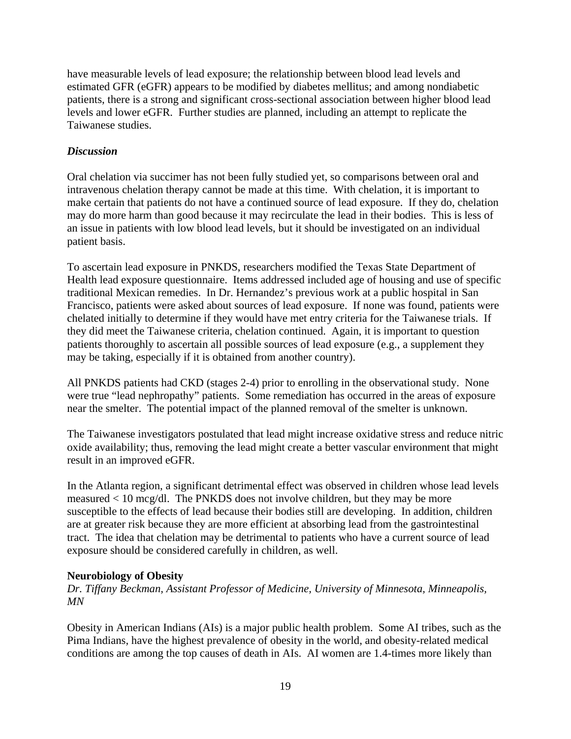have measurable levels of lead exposure; the relationship between blood lead levels and estimated GFR (eGFR) appears to be modified by diabetes mellitus; and among nondiabetic patients, there is a strong and significant cross-sectional association between higher blood lead levels and lower eGFR. Further studies are planned, including an attempt to replicate the Taiwanese studies.

### *Discussion*

Oral chelation via succimer has not been fully studied yet, so comparisons between oral and intravenous chelation therapy cannot be made at this time. With chelation, it is important to make certain that patients do not have a continued source of lead exposure. If they do, chelation may do more harm than good because it may recirculate the lead in their bodies. This is less of an issue in patients with low blood lead levels, but it should be investigated on an individual patient basis.

To ascertain lead exposure in PNKDS, researchers modified the Texas State Department of Health lead exposure questionnaire. Items addressed included age of housing and use of specific traditional Mexican remedies. In Dr. Hernandez's previous work at a public hospital in San Francisco, patients were asked about sources of lead exposure. If none was found, patients were chelated initially to determine if they would have met entry criteria for the Taiwanese trials. If they did meet the Taiwanese criteria, chelation continued. Again, it is important to question patients thoroughly to ascertain all possible sources of lead exposure (e.g., a supplement they may be taking, especially if it is obtained from another country).

All PNKDS patients had CKD (stages 2-4) prior to enrolling in the observational study. None were true "lead nephropathy" patients. Some remediation has occurred in the areas of exposure near the smelter. The potential impact of the planned removal of the smelter is unknown.

The Taiwanese investigators postulated that lead might increase oxidative stress and reduce nitric oxide availability; thus, removing the lead might create a better vascular environment that might result in an improved eGFR.

In the Atlanta region, a significant detrimental effect was observed in children whose lead levels measured < 10 mcg/dl. The PNKDS does not involve children, but they may be more susceptible to the effects of lead because their bodies still are developing. In addition, children are at greater risk because they are more efficient at absorbing lead from the gastrointestinal tract. The idea that chelation may be detrimental to patients who have a current source of lead exposure should be considered carefully in children, as well.

### **Neurobiology of Obesity**

*Dr. Tiffany Beckman, Assistant Professor of Medicine, University of Minnesota, Minneapolis, MN*

Obesity in American Indians (AIs) is a major public health problem. Some AI tribes, such as the Pima Indians, have the highest prevalence of obesity in the world, and obesity-related medical conditions are among the top causes of death in AIs. AI women are 1.4-times more likely than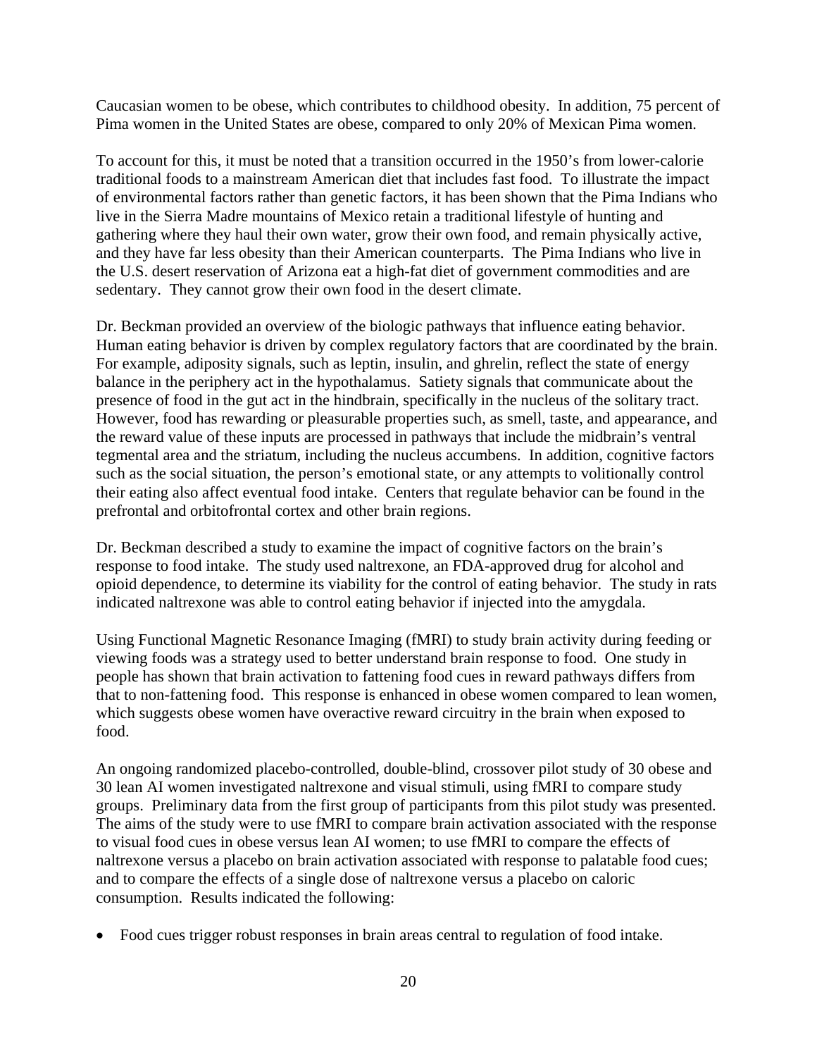Caucasian women to be obese, which contributes to childhood obesity. In addition, 75 percent of Pima women in the United States are obese, compared to only 20% of Mexican Pima women.

To account for this, it must be noted that a transition occurred in the 1950's from lower-calorie traditional foods to a mainstream American diet that includes fast food. To illustrate the impact of environmental factors rather than genetic factors, it has been shown that the Pima Indians who live in the Sierra Madre mountains of Mexico retain a traditional lifestyle of hunting and gathering where they haul their own water, grow their own food, and remain physically active, and they have far less obesity than their American counterparts. The Pima Indians who live in the U.S. desert reservation of Arizona eat a high-fat diet of government commodities and are sedentary. They cannot grow their own food in the desert climate.

Dr. Beckman provided an overview of the biologic pathways that influence eating behavior. Human eating behavior is driven by complex regulatory factors that are coordinated by the brain. For example, adiposity signals, such as leptin, insulin, and ghrelin, reflect the state of energy balance in the periphery act in the hypothalamus. Satiety signals that communicate about the presence of food in the gut act in the hindbrain, specifically in the nucleus of the solitary tract. However, food has rewarding or pleasurable properties such, as smell, taste, and appearance, and the reward value of these inputs are processed in pathways that include the midbrain's ventral tegmental area and the striatum, including the nucleus accumbens. In addition, cognitive factors such as the social situation, the person's emotional state, or any attempts to volitionally control their eating also affect eventual food intake. Centers that regulate behavior can be found in the prefrontal and orbitofrontal cortex and other brain regions.

Dr. Beckman described a study to examine the impact of cognitive factors on the brain's response to food intake. The study used naltrexone, an FDA-approved drug for alcohol and opioid dependence, to determine its viability for the control of eating behavior. The study in rats indicated naltrexone was able to control eating behavior if injected into the amygdala.

Using Functional Magnetic Resonance Imaging (fMRI) to study brain activity during feeding or viewing foods was a strategy used to better understand brain response to food. One study in people has shown that brain activation to fattening food cues in reward pathways differs from that to non-fattening food. This response is enhanced in obese women compared to lean women, which suggests obese women have overactive reward circuitry in the brain when exposed to food.

An ongoing randomized placebo-controlled, double-blind, crossover pilot study of 30 obese and 30 lean AI women investigated naltrexone and visual stimuli, using fMRI to compare study groups. Preliminary data from the first group of participants from this pilot study was presented. The aims of the study were to use fMRI to compare brain activation associated with the response to visual food cues in obese versus lean AI women; to use fMRI to compare the effects of naltrexone versus a placebo on brain activation associated with response to palatable food cues; and to compare the effects of a single dose of naltrexone versus a placebo on caloric consumption. Results indicated the following:

- Food cues trigger robust responses in brain areas central to regulation of food intake.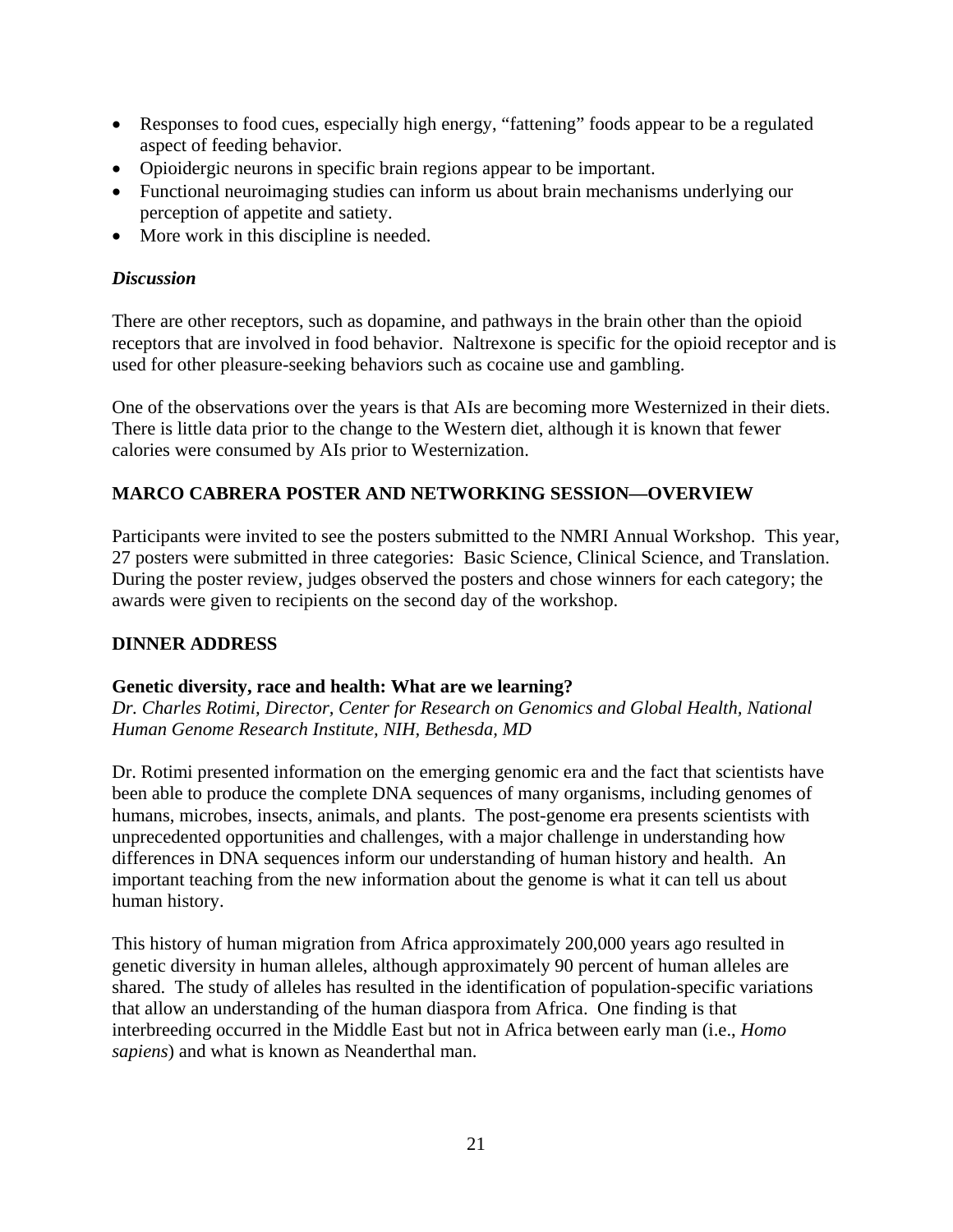- Responses to food cues, especially high energy, "fattening" foods appear to be a regulated aspect of feeding behavior.
- Opioidergic neurons in specific brain regions appear to be important.
- Functional neuroimaging studies can inform us about brain mechanisms underlying our perception of appetite and satiety.
- More work in this discipline is needed.

***Discussion***

There are other receptors, such as dopamine, and pathways in the brain other than the opioid receptors that are involved in food behavior. Naltrexone is specific for the opioid receptor and is used for other pleasure-seeking behaviors such as cocaine use and gambling.

One of the observations over the years is that AIs are becoming more Westernized in their diets. There is little data prior to the change to the Western diet, although it is known that fewer calories were consumed by AIs prior to Westernization.

## MARCO CABRERA POSTER AND NETWORKING SESSION—OVERVIEW

Participants were invited to see the posters submitted to the NMRI Annual Workshop. This year, 27 posters were submitted in three categories: Basic Science, Clinical Science, and Translation. During the poster review, judges observed the posters and chose winners for each category; the awards were given to recipients on the second day of the workshop.

## DINNER ADDRESS

### Genetic diversity, race and health: What are we learning?

*Dr. Charles Rotimi, Director, Center for Research on Genomics and Global Health, National Human Genome Research Institute, NIH, Bethesda, MD*

Dr. Rotimi presented information on the emerging genomic era and the fact that scientists have been able to produce the complete DNA sequences of many organisms, including genomes of humans, microbes, insects, animals, and plants. The post-genome era presents scientists with unprecedented opportunities and challenges, with a major challenge in understanding how differences in DNA sequences inform our understanding of human history and health. An important teaching from the new information about the genome is what it can tell us about human history.

This history of human migration from Africa approximately 200,000 years ago resulted in genetic diversity in human alleles, although approximately 90 percent of human alleles are shared. The study of alleles has resulted in the identification of population-specific variations that allow an understanding of the human diaspora from Africa. One finding is that interbreeding occurred in the Middle East but not in Africa between early man (i.e., *Homo sapiens*) and what is known as Neanderthal man.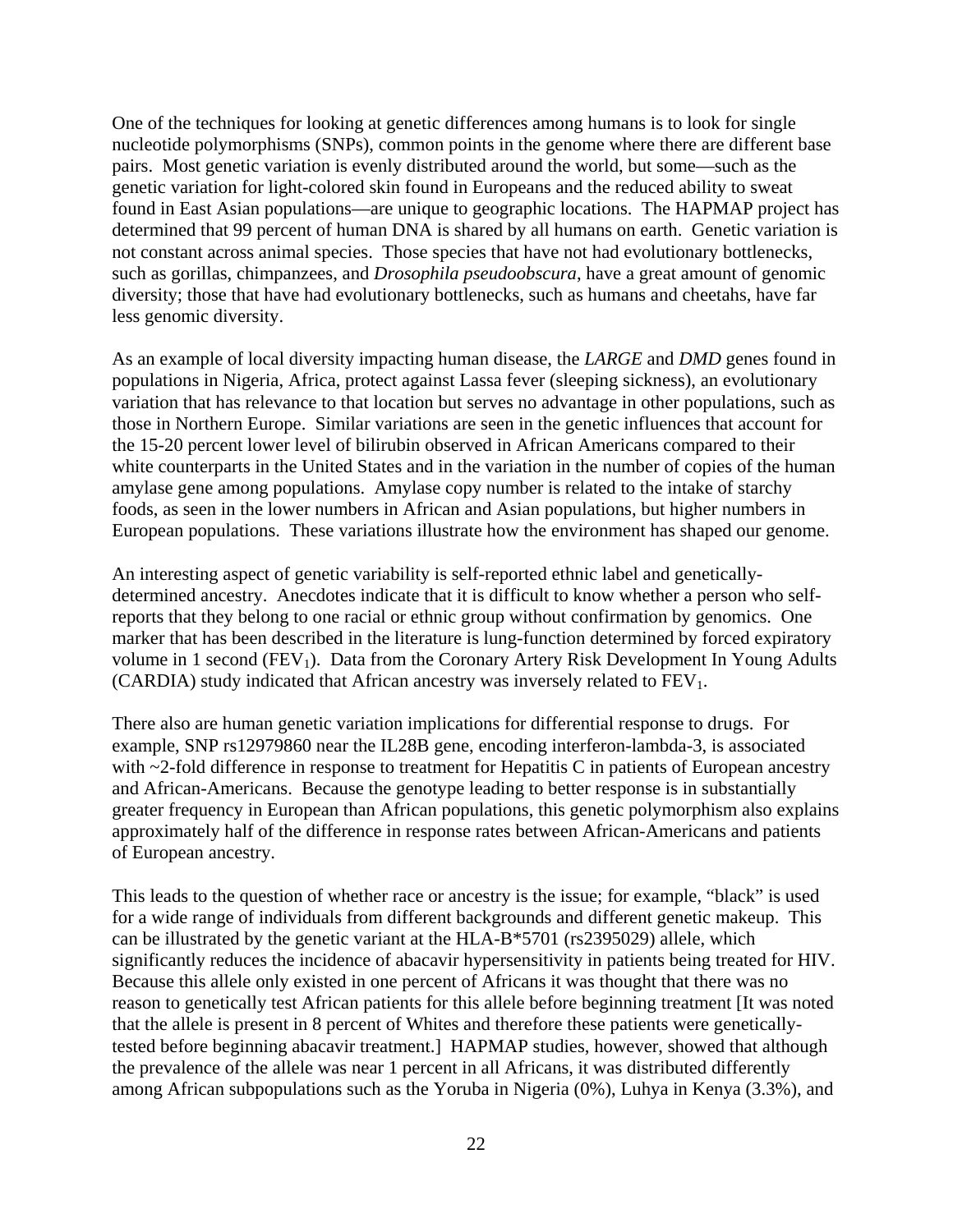One of the techniques for looking at genetic differences among humans is to look for single nucleotide polymorphisms (SNPs), common points in the genome where there are different base pairs. Most genetic variation is evenly distributed around the world, but some—such as the genetic variation for light-colored skin found in Europeans and the reduced ability to sweat found in East Asian populations—are unique to geographic locations. The HAPMAP project has determined that 99 percent of human DNA is shared by all humans on earth. Genetic variation is not constant across animal species. Those species that have not had evolutionary bottlenecks, such as gorillas, chimpanzees, and *Drosophila pseudoobscura*, have a great amount of genomic diversity; those that have had evolutionary bottlenecks, such as humans and cheetahs, have far less genomic diversity.

As an example of local diversity impacting human disease, the *LARGE* and *DMD* genes found in populations in Nigeria, Africa, protect against Lassa fever (sleeping sickness), an evolutionary variation that has relevance to that location but serves no advantage in other populations, such as those in Northern Europe. Similar variations are seen in the genetic influences that account for the 15-20 percent lower level of bilirubin observed in African Americans compared to their white counterparts in the United States and in the variation in the number of copies of the human amylase gene among populations. Amylase copy number is related to the intake of starchy foods, as seen in the lower numbers in African and Asian populations, but higher numbers in European populations. These variations illustrate how the environment has shaped our genome.

An interesting aspect of genetic variability is self-reported ethnic label and genetically-determined ancestry. Anecdotes indicate that it is difficult to know whether a person who self-reports that they belong to one racial or ethnic group without confirmation by genomics. One marker that has been described in the literature is lung-function determined by forced expiratory volume in 1 second ($FEV_1$). Data from the Coronary Artery Risk Development In Young Adults (CARDIA) study indicated that African ancestry was inversely related to $FEV_1$.

There also are human genetic variation implications for differential response to drugs. For example, SNP rs12979860 near the IL28B gene, encoding interferon-lambda-3, is associated with ~2-fold difference in response to treatment for Hepatitis C in patients of European ancestry and African-Americans. Because the genotype leading to better response is in substantially greater frequency in European than African populations, this genetic polymorphism also explains approximately half of the difference in response rates between African-Americans and patients of European ancestry.

This leads to the question of whether race or ancestry is the issue; for example, "black" is used for a wide range of individuals from different backgrounds and different genetic makeup. This can be illustrated by the genetic variant at the HLA-B*5701 (rs2395029) allele, which significantly reduces the incidence of abacavir hypersensitivity in patients being treated for HIV. Because this allele only existed in one percent of Africans it was thought that there was no reason to genetically test African patients for this allele before beginning treatment [It was noted that the allele is present in 8 percent of Whites and therefore these patients were genetically-tested before beginning abacavir treatment.] HAPMAP studies, however, showed that although the prevalence of the allele was near 1 percent in all Africans, it was distributed differently among African subpopulations such as the Yoruba in Nigeria (0%), Luhya in Kenya (3.3%), and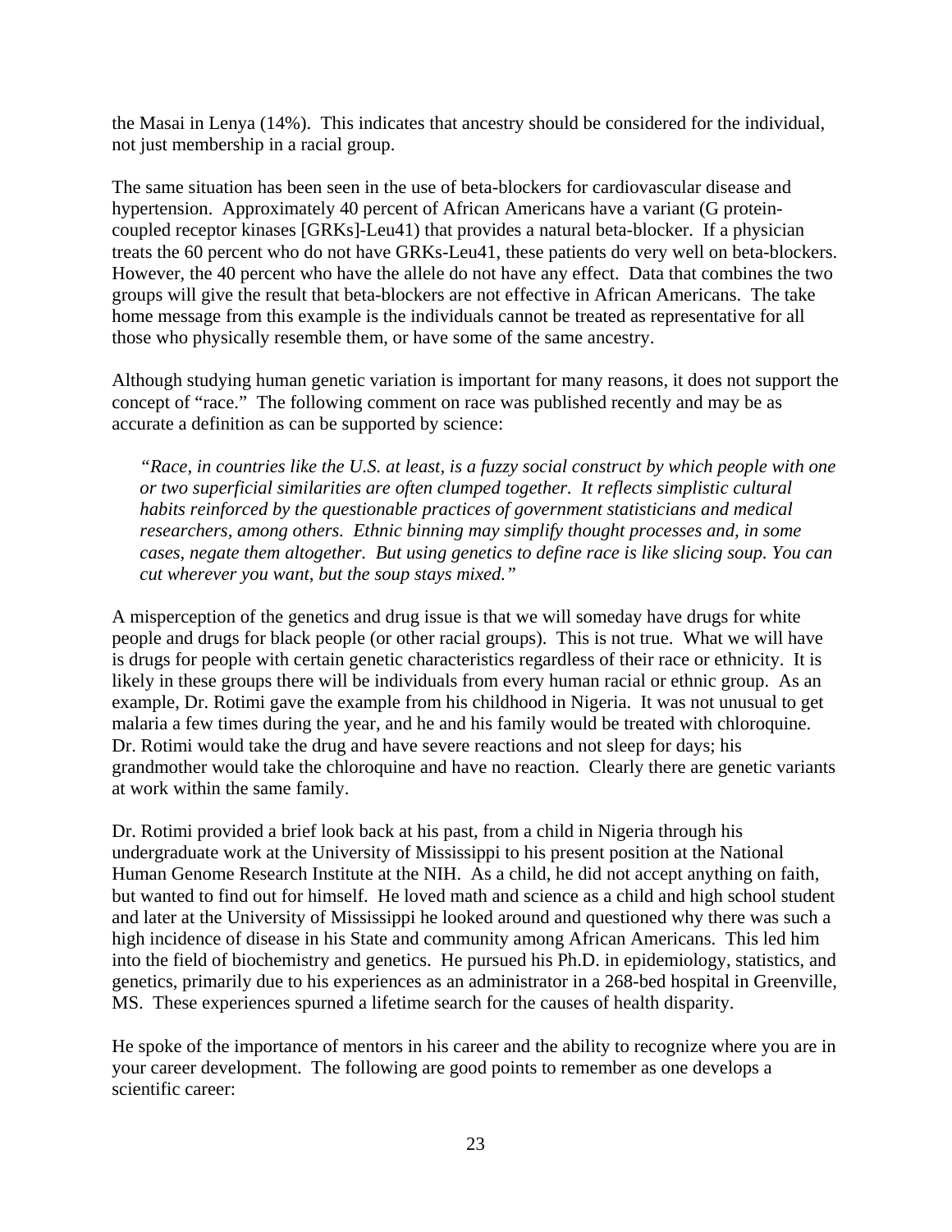the Masai in Lenya (14%). This indicates that ancestry should be considered for the individual, not just membership in a racial group.

The same situation has been seen in the use of beta-blockers for cardiovascular disease and hypertension. Approximately 40 percent of African Americans have a variant (G protein-coupled receptor kinases [GRKs]-Leu41) that provides a natural beta-blocker. If a physician treats the 60 percent who do not have GRKs-Leu41, these patients do very well on beta-blockers. However, the 40 percent who have the allele do not have any effect. Data that combines the two groups will give the result that beta-blockers are not effective in African Americans. The take home message from this example is the individuals cannot be treated as representative for all those who physically resemble them, or have some of the same ancestry.

Although studying human genetic variation is important for many reasons, it does not support the concept of "race." The following comment on race was published recently and may be as accurate a definition as can be supported by science:

> *"Race, in countries like the U.S. at least, is a fuzzy social construct by which people with one or two superficial similarities are often clumped together. It reflects simplistic cultural habits reinforced by the questionable practices of government statisticians and medical researchers, among others. Ethnic binning may simplify thought processes and, in some cases, negate them altogether. But using genetics to define race is like slicing soup. You can cut wherever you want, but the soup stays mixed."*

A misperception of the genetics and drug issue is that we will someday have drugs for white people and drugs for black people (or other racial groups). This is not true. What we will have is drugs for people with certain genetic characteristics regardless of their race or ethnicity. It is likely in these groups there will be individuals from every human racial or ethnic group. As an example, Dr. Rotimi gave the example from his childhood in Nigeria. It was not unusual to get malaria a few times during the year, and he and his family would be treated with chloroquine. Dr. Rotimi would take the drug and have severe reactions and not sleep for days; his grandmother would take the chloroquine and have no reaction. Clearly there are genetic variants at work within the same family.

Dr. Rotimi provided a brief look back at his past, from a child in Nigeria through his undergraduate work at the University of Mississippi to his present position at the National Human Genome Research Institute at the NIH. As a child, he did not accept anything on faith, but wanted to find out for himself. He loved math and science as a child and high school student and later at the University of Mississippi he looked around and questioned why there was such a high incidence of disease in his State and community among African Americans. This led him into the field of biochemistry and genetics. He pursued his Ph.D. in epidemiology, statistics, and genetics, primarily due to his experiences as an administrator in a 268-bed hospital in Greenville, MS. These experiences spurned a lifetime search for the causes of health disparity.

He spoke of the importance of mentors in his career and the ability to recognize where you are in your career development. The following are good points to remember as one develops a scientific career: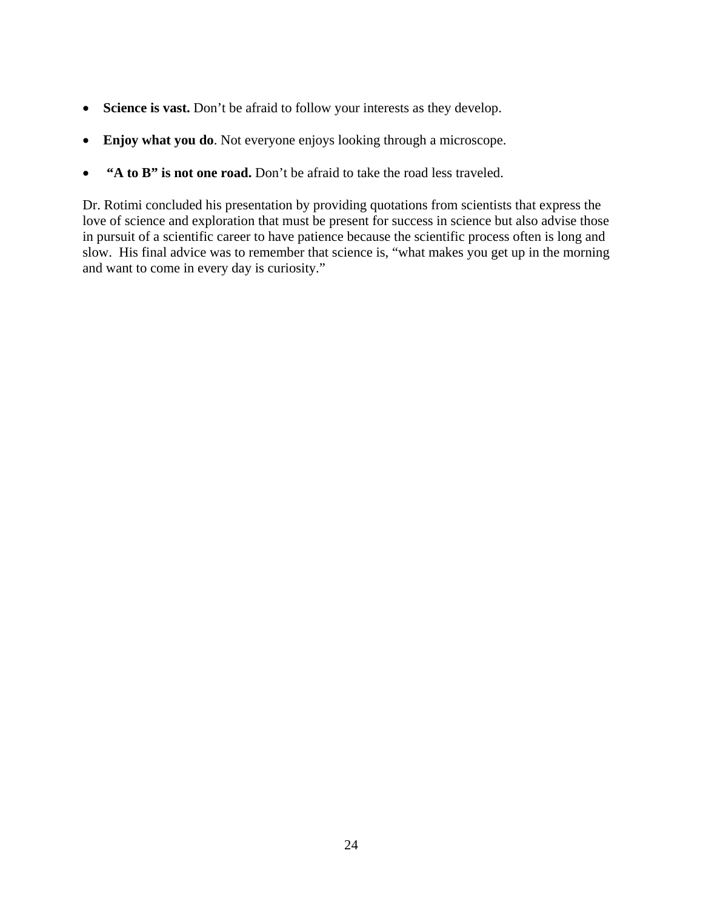- **Science is vast.** Don't be afraid to follow your interests as they develop.
- **Enjoy what you do**. Not everyone enjoys looking through a microscope.
- **"A to B" is not one road.** Don't be afraid to take the road less traveled.

Dr. Rotimi concluded his presentation by providing quotations from scientists that express the love of science and exploration that must be present for success in science but also advise those in pursuit of a scientific career to have patience because the scientific process often is long and slow. His final advice was to remember that science is, "what makes you get up in the morning and want to come in every day is curiosity."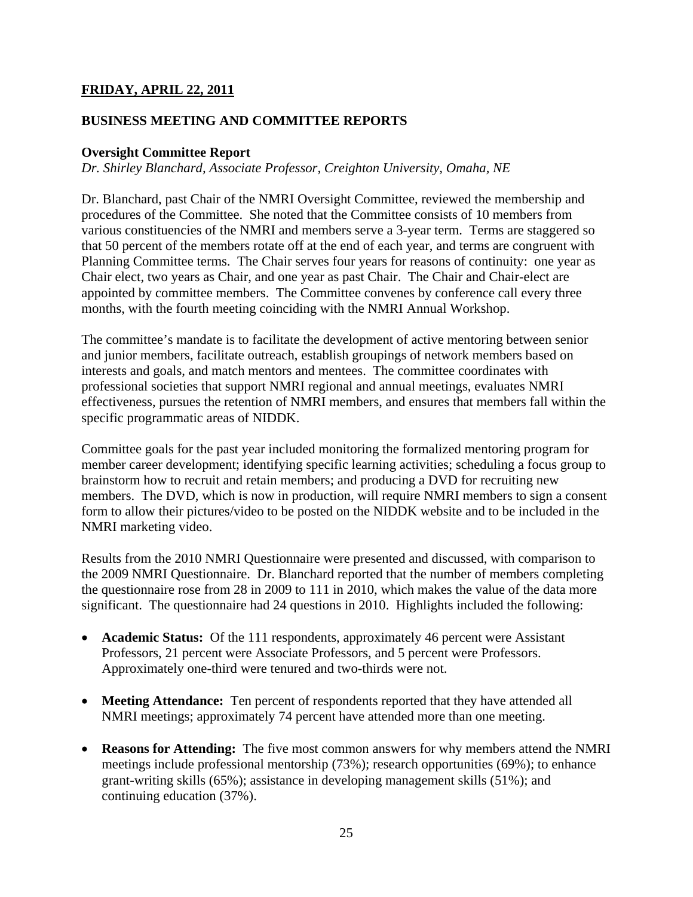## FRIDAY, APRIL 22, 2011

### BUSINESS MEETING AND COMMITTEE REPORTS

**Oversight Committee Report**
*Dr. Shirley Blanchard, Associate Professor, Creighton University, Omaha, NE*

Dr. Blanchard, past Chair of the NMRI Oversight Committee, reviewed the membership and procedures of the Committee. She noted that the Committee consists of 10 members from various constituencies of the NMRI and members serve a 3-year term. Terms are staggered so that 50 percent of the members rotate off at the end of each year, and terms are congruent with Planning Committee terms. The Chair serves four years for reasons of continuity: one year as Chair elect, two years as Chair, and one year as past Chair. The Chair and Chair-elect are appointed by committee members. The Committee convenes by conference call every three months, with the fourth meeting coinciding with the NMRI Annual Workshop.

The committee's mandate is to facilitate the development of active mentoring between senior and junior members, facilitate outreach, establish groupings of network members based on interests and goals, and match mentors and mentees. The committee coordinates with professional societies that support NMRI regional and annual meetings, evaluates NMRI effectiveness, pursues the retention of NMRI members, and ensures that members fall within the specific programmatic areas of NIDDK.

Committee goals for the past year included monitoring the formalized mentoring program for member career development; identifying specific learning activities; scheduling a focus group to brainstorm how to recruit and retain members; and producing a DVD for recruiting new members. The DVD, which is now in production, will require NMRI members to sign a consent form to allow their pictures/video to be posted on the NIDDK website and to be included in the NMRI marketing video.

Results from the 2010 NMRI Questionnaire were presented and discussed, with comparison to the 2009 NMRI Questionnaire. Dr. Blanchard reported that the number of members completing the questionnaire rose from 28 in 2009 to 111 in 2010, which makes the value of the data more significant. The questionnaire had 24 questions in 2010. Highlights included the following:

- **Academic Status:** Of the 111 respondents, approximately 46 percent were Assistant Professors, 21 percent were Associate Professors, and 5 percent were Professors. Approximately one-third were tenured and two-thirds were not.
- **Meeting Attendance:** Ten percent of respondents reported that they have attended all NMRI meetings; approximately 74 percent have attended more than one meeting.
- **Reasons for Attending:** The five most common answers for why members attend the NMRI meetings include professional mentorship (73%); research opportunities (69%); to enhance grant-writing skills (65%); assistance in developing management skills (51%); and continuing education (37%).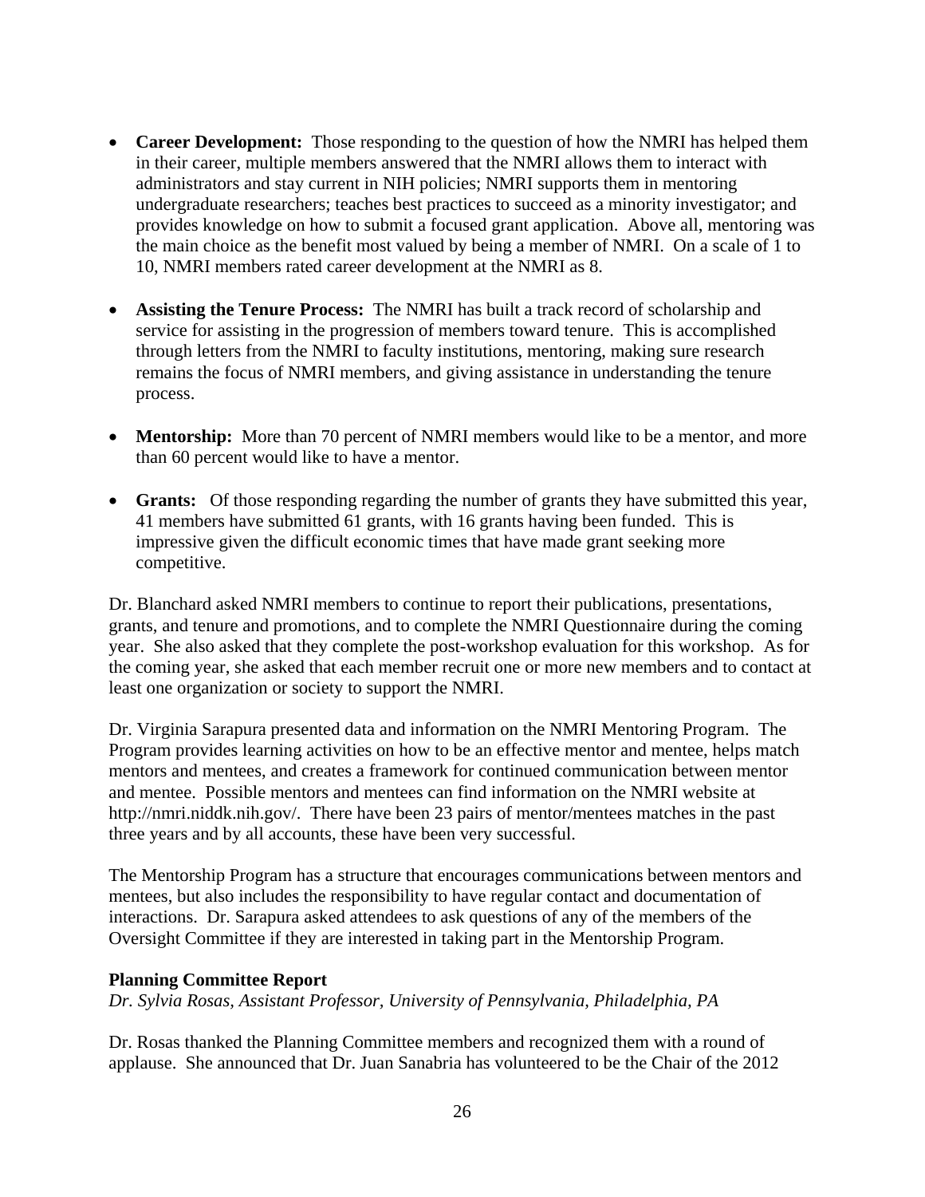- **Career Development:** Those responding to the question of how the NMRI has helped them in their career, multiple members answered that the NMRI allows them to interact with administrators and stay current in NIH policies; NMRI supports them in mentoring undergraduate researchers; teaches best practices to succeed as a minority investigator; and provides knowledge on how to submit a focused grant application. Above all, mentoring was the main choice as the benefit most valued by being a member of NMRI. On a scale of 1 to 10, NMRI members rated career development at the NMRI as 8.

- **Assisting the Tenure Process:** The NMRI has built a track record of scholarship and service for assisting in the progression of members toward tenure. This is accomplished through letters from the NMRI to faculty institutions, mentoring, making sure research remains the focus of NMRI members, and giving assistance in understanding the tenure process.

- **Mentorship:** More than 70 percent of NMRI members would like to be a mentor, and more than 60 percent would like to have a mentor.

- **Grants:** Of those responding regarding the number of grants they have submitted this year, 41 members have submitted 61 grants, with 16 grants having been funded. This is impressive given the difficult economic times that have made grant seeking more competitive.

Dr. Blanchard asked NMRI members to continue to report their publications, presentations, grants, and tenure and promotions, and to complete the NMRI Questionnaire during the coming year. She also asked that they complete the post-workshop evaluation for this workshop. As for the coming year, she asked that each member recruit one or more new members and to contact at least one organization or society to support the NMRI.

Dr. Virginia Sarapura presented data and information on the NMRI Mentoring Program. The Program provides learning activities on how to be an effective mentor and mentee, helps match mentors and mentees, and creates a framework for continued communication between mentor and mentee. Possible mentors and mentees can find information on the NMRI website at http://nmri.niddk.nih.gov/. There have been 23 pairs of mentor/mentees matches in the past three years and by all accounts, these have been very successful.

The Mentorship Program has a structure that encourages communications between mentors and mentees, but also includes the responsibility to have regular contact and documentation of interactions. Dr. Sarapura asked attendees to ask questions of any of the members of the Oversight Committee if they are interested in taking part in the Mentorship Program.

**Planning Committee Report**
*Dr. Sylvia Rosas, Assistant Professor, University of Pennsylvania, Philadelphia, PA*

Dr. Rosas thanked the Planning Committee members and recognized them with a round of applause. She announced that Dr. Juan Sanabria has volunteered to be the Chair of the 2012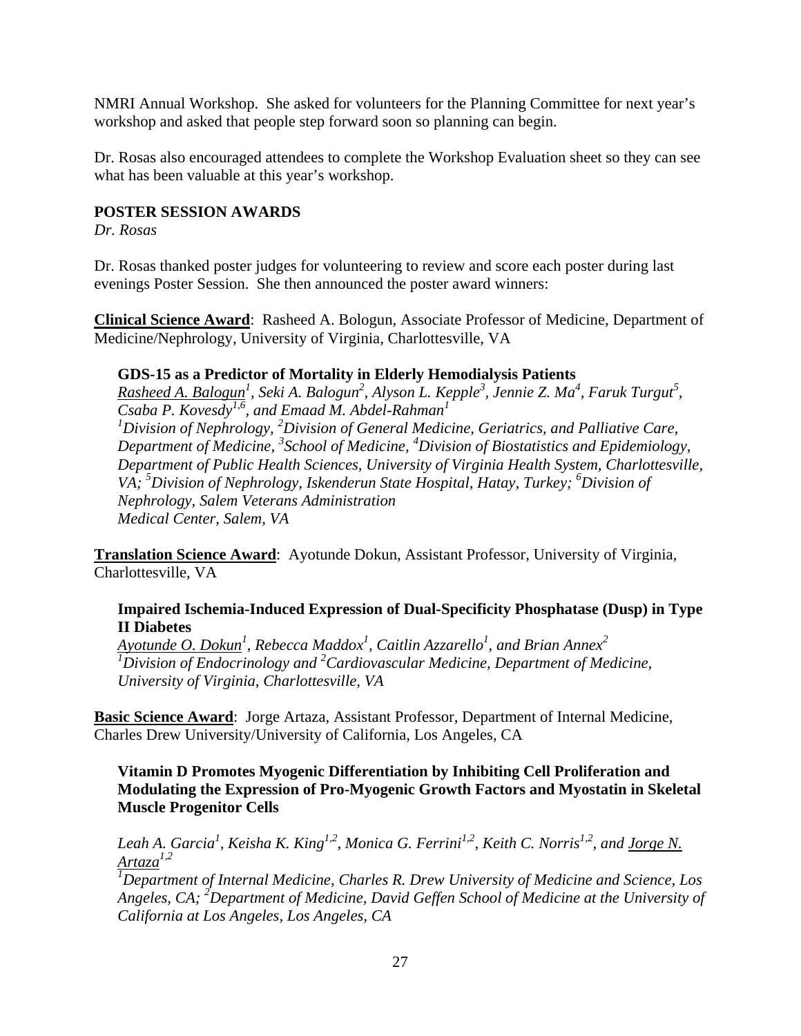NMRI Annual Workshop. She asked for volunteers for the Planning Committee for next year's workshop and asked that people step forward soon so planning can begin.

Dr. Rosas also encouraged attendees to complete the Workshop Evaluation sheet so they can see what has been valuable at this year's workshop.

**POSTER SESSION AWARDS**

*Dr. Rosas*

Dr. Rosas thanked poster judges for volunteering to review and score each poster during last evenings Poster Session. She then announced the poster award winners:

**Clinical Science Award**: Rasheed A. Bologun, Associate Professor of Medicine, Department of Medicine/Nephrology, University of Virginia, Charlottesville, VA

> **GDS-15 as a Predictor of Mortality in Elderly Hemodialysis Patients**
>
> *Rasheed A. Balogun[1], Seki A. Balogun[2], Alyson L. Kepple[3], Jennie Z. Ma[4], Faruk Turgut[5], Csaba P. Kovesdy[1,6], and Emaad M. Abdel-Rahman[1]*
>
> *[1]Division of Nephrology, [2]Division of General Medicine, Geriatrics, and Palliative Care, Department of Medicine, [3]School of Medicine, [4]Division of Biostatistics and Epidemiology, Department of Public Health Sciences, University of Virginia Health System, Charlottesville, VA; [5]Division of Nephrology, Iskenderun State Hospital, Hatay, Turkey; [6]Division of Nephrology, Salem Veterans Administration Medical Center, Salem, VA*

**Translation Science Award**: Ayotunde Dokun, Assistant Professor, University of Virginia, Charlottesville, VA

> **Impaired Ischemia-Induced Expression of Dual-Specificity Phosphatase (Dusp) in Type II Diabetes**
>
> *Ayotunde O. Dokun[1], Rebecca Maddox[1], Caitlin Azzarello[1], and Brian Annex[2]*
>
> *[1]Division of Endocrinology and [2]Cardiovascular Medicine, Department of Medicine, University of Virginia, Charlottesville, VA*

**Basic Science Award**: Jorge Artaza, Assistant Professor, Department of Internal Medicine, Charles Drew University/University of California, Los Angeles, CA

> **Vitamin D Promotes Myogenic Differentiation by Inhibiting Cell Proliferation and Modulating the Expression of Pro-Myogenic Growth Factors and Myostatin in Skeletal Muscle Progenitor Cells**
>
> *Leah A. Garcia[1], Keisha K. King[1,2], Monica G. Ferrini[1,2], Keith C. Norris[1,2], and Jorge N. Artaza[1,2]*
>
> *[1]Department of Internal Medicine, Charles R. Drew University of Medicine and Science, Los Angeles, CA; [2]Department of Medicine, David Geffen School of Medicine at the University of California at Los Angeles, Los Angeles, CA*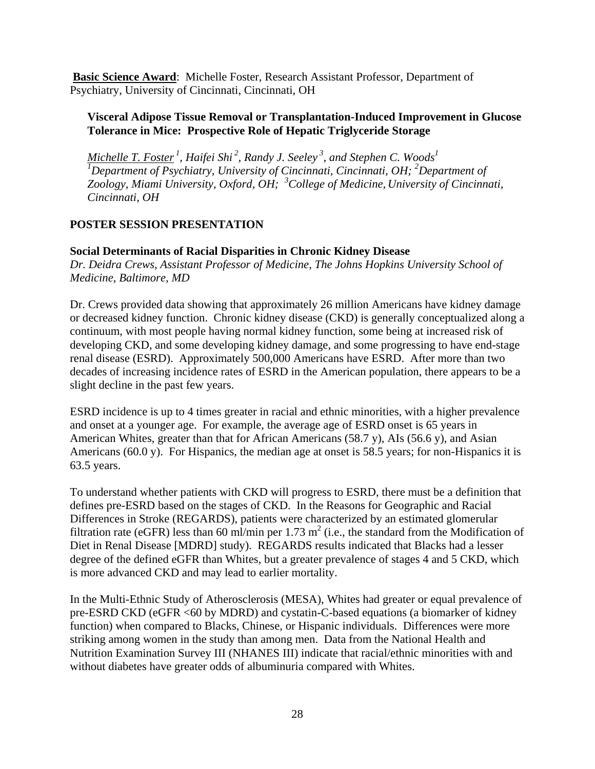**Basic Science Award**: Michelle Foster, Research Assistant Professor, Department of Psychiatry, University of Cincinnati, Cincinnati, OH

**Visceral Adipose Tissue Removal or Transplantation-Induced Improvement in Glucose Tolerance in Mice: Prospective Role of Hepatic Triglyceride Storage**

*Michelle T. Foster [1], Haifei Shi [2], Randy J. Seeley [3], and Stephen C. Woods[1]*
*[1]Department of Psychiatry, University of Cincinnati, Cincinnati, OH; [2]Department of Zoology, Miami University, Oxford, OH; [3]College of Medicine, University of Cincinnati, Cincinnati, OH*

## POSTER SESSION PRESENTATION

**Social Determinants of Racial Disparities in Chronic Kidney Disease**
*Dr. Deidra Crews, Assistant Professor of Medicine, The Johns Hopkins University School of Medicine, Baltimore, MD*

Dr. Crews provided data showing that approximately 26 million Americans have kidney damage or decreased kidney function. Chronic kidney disease (CKD) is generally conceptualized along a continuum, with most people having normal kidney function, some being at increased risk of developing CKD, and some developing kidney damage, and some progressing to have end-stage renal disease (ESRD). Approximately 500,000 Americans have ESRD. After more than two decades of increasing incidence rates of ESRD in the American population, there appears to be a slight decline in the past few years.

ESRD incidence is up to 4 times greater in racial and ethnic minorities, with a higher prevalence and onset at a younger age. For example, the average age of ESRD onset is 65 years in American Whites, greater than that for African Americans (58.7 y), AIs (56.6 y), and Asian Americans (60.0 y). For Hispanics, the median age at onset is 58.5 years; for non-Hispanics it is 63.5 years.

To understand whether patients with CKD will progress to ESRD, there must be a definition that defines pre-ESRD based on the stages of CKD. In the Reasons for Geographic and Racial Differences in Stroke (REGARDS), patients were characterized by an estimated glomerular filtration rate (eGFR) less than 60 ml/min per 1.73 $m^2$ (i.e., the standard from the Modification of Diet in Renal Disease [MDRD] study). REGARDS results indicated that Blacks had a lesser degree of the defined eGFR than Whites, but a greater prevalence of stages 4 and 5 CKD, which is more advanced CKD and may lead to earlier mortality.

In the Multi-Ethnic Study of Atherosclerosis (MESA), Whites had greater or equal prevalence of pre-ESRD CKD (eGFR <60 by MDRD) and cystatin-C-based equations (a biomarker of kidney function) when compared to Blacks, Chinese, or Hispanic individuals. Differences were more striking among women in the study than among men. Data from the National Health and Nutrition Examination Survey III (NHANES III) indicate that racial/ethnic minorities with and without diabetes have greater odds of albuminuria compared with Whites.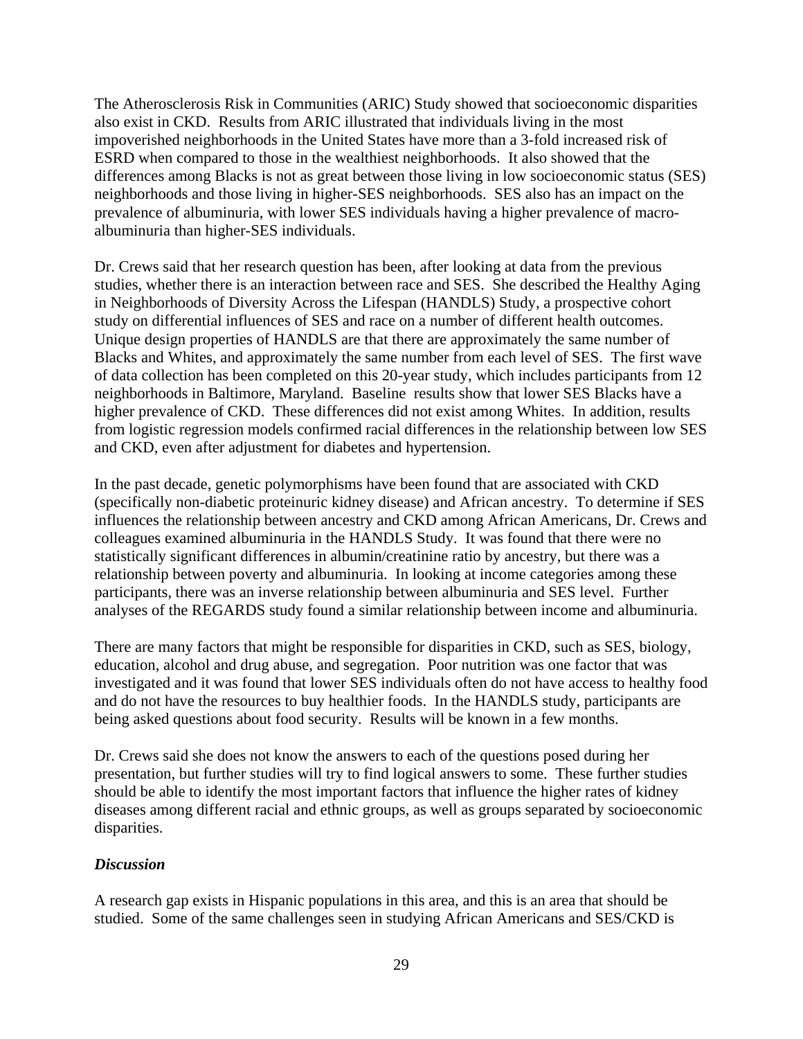The Atherosclerosis Risk in Communities (ARIC) Study showed that socioeconomic disparities also exist in CKD. Results from ARIC illustrated that individuals living in the most impoverished neighborhoods in the United States have more than a 3-fold increased risk of ESRD when compared to those in the wealthiest neighborhoods. It also showed that the differences among Blacks is not as great between those living in low socioeconomic status (SES) neighborhoods and those living in higher-SES neighborhoods. SES also has an impact on the prevalence of albuminuria, with lower SES individuals having a higher prevalence of macro-albuminuria than higher-SES individuals.

Dr. Crews said that her research question has been, after looking at data from the previous studies, whether there is an interaction between race and SES. She described the Healthy Aging in Neighborhoods of Diversity Across the Lifespan (HANDLS) Study, a prospective cohort study on differential influences of SES and race on a number of different health outcomes. Unique design properties of HANDLS are that there are approximately the same number of Blacks and Whites, and approximately the same number from each level of SES. The first wave of data collection has been completed on this 20-year study, which includes participants from 12 neighborhoods in Baltimore, Maryland. Baseline results show that lower SES Blacks have a higher prevalence of CKD. These differences did not exist among Whites. In addition, results from logistic regression models confirmed racial differences in the relationship between low SES and CKD, even after adjustment for diabetes and hypertension.

In the past decade, genetic polymorphisms have been found that are associated with CKD (specifically non-diabetic proteinuric kidney disease) and African ancestry. To determine if SES influences the relationship between ancestry and CKD among African Americans, Dr. Crews and colleagues examined albuminuria in the HANDLS Study. It was found that there were no statistically significant differences in albumin/creatinine ratio by ancestry, but there was a relationship between poverty and albuminuria. In looking at income categories among these participants, there was an inverse relationship between albuminuria and SES level. Further analyses of the REGARDS study found a similar relationship between income and albuminuria.

There are many factors that might be responsible for disparities in CKD, such as SES, biology, education, alcohol and drug abuse, and segregation. Poor nutrition was one factor that was investigated and it was found that lower SES individuals often do not have access to healthy food and do not have the resources to buy healthier foods. In the HANDLS study, participants are being asked questions about food security. Results will be known in a few months.

Dr. Crews said she does not know the answers to each of the questions posed during her presentation, but further studies will try to find logical answers to some. These further studies should be able to identify the most important factors that influence the higher rates of kidney diseases among different racial and ethnic groups, as well as groups separated by socioeconomic disparities.

### *Discussion*

A research gap exists in Hispanic populations in this area, and this is an area that should be studied. Some of the same challenges seen in studying African Americans and SES/CKD is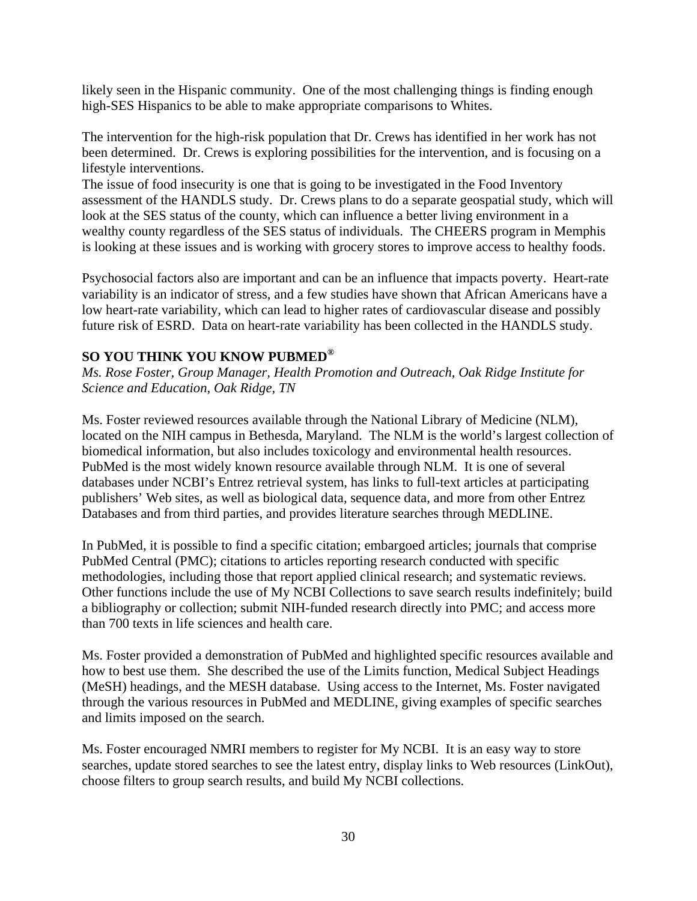likely seen in the Hispanic community. One of the most challenging things is finding enough high-SES Hispanics to be able to make appropriate comparisons to Whites.

The intervention for the high-risk population that Dr. Crews has identified in her work has not been determined. Dr. Crews is exploring possibilities for the intervention, and is focusing on a lifestyle interventions.
The issue of food insecurity is one that is going to be investigated in the Food Inventory assessment of the HANDLS study. Dr. Crews plans to do a separate geospatial study, which will look at the SES status of the county, which can influence a better living environment in a wealthy county regardless of the SES status of individuals. The CHEERS program in Memphis is looking at these issues and is working with grocery stores to improve access to healthy foods.

Psychosocial factors also are important and can be an influence that impacts poverty. Heart-rate variability is an indicator of stress, and a few studies have shown that African Americans have a low heart-rate variability, which can lead to higher rates of cardiovascular disease and possibly future risk of ESRD. Data on heart-rate variability has been collected in the HANDLS study.

## SO YOU THINK YOU KNOW PUBMED®

*Ms. Rose Foster, Group Manager, Health Promotion and Outreach, Oak Ridge Institute for Science and Education, Oak Ridge, TN*

Ms. Foster reviewed resources available through the National Library of Medicine (NLM), located on the NIH campus in Bethesda, Maryland. The NLM is the world's largest collection of biomedical information, but also includes toxicology and environmental health resources. PubMed is the most widely known resource available through NLM. It is one of several databases under NCBI's Entrez retrieval system, has links to full-text articles at participating publishers' Web sites, as well as biological data, sequence data, and more from other Entrez Databases and from third parties, and provides literature searches through MEDLINE.

In PubMed, it is possible to find a specific citation; embargoed articles; journals that comprise PubMed Central (PMC); citations to articles reporting research conducted with specific methodologies, including those that report applied clinical research; and systematic reviews. Other functions include the use of My NCBI Collections to save search results indefinitely; build a bibliography or collection; submit NIH-funded research directly into PMC; and access more than 700 texts in life sciences and health care.

Ms. Foster provided a demonstration of PubMed and highlighted specific resources available and how to best use them. She described the use of the Limits function, Medical Subject Headings (MeSH) headings, and the MESH database. Using access to the Internet, Ms. Foster navigated through the various resources in PubMed and MEDLINE, giving examples of specific searches and limits imposed on the search.

Ms. Foster encouraged NMRI members to register for My NCBI. It is an easy way to store searches, update stored searches to see the latest entry, display links to Web resources (LinkOut), choose filters to group search results, and build My NCBI collections.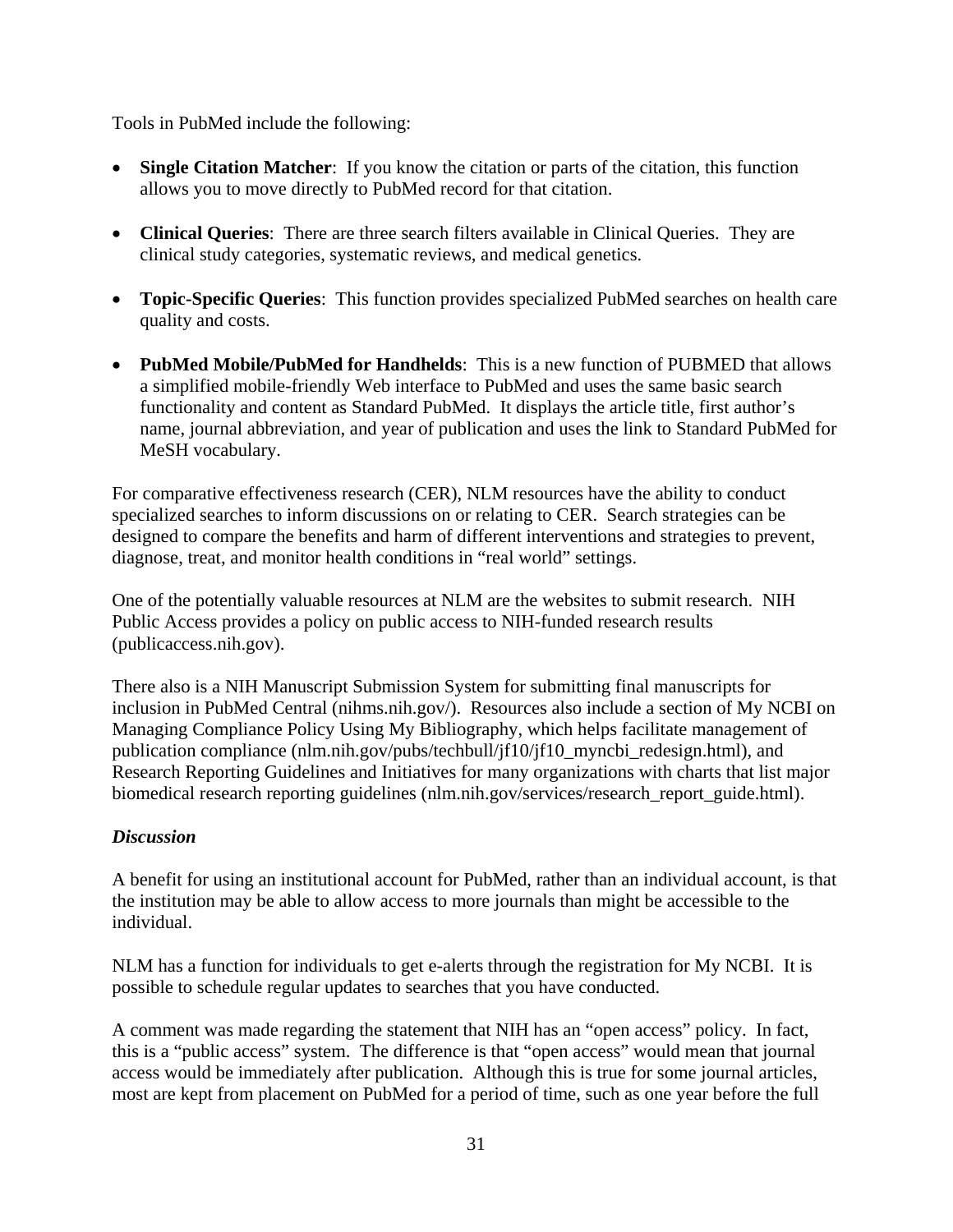Tools in PubMed include the following:

- **Single Citation Matcher**: If you know the citation or parts of the citation, this function allows you to move directly to PubMed record for that citation.

- **Clinical Queries**: There are three search filters available in Clinical Queries. They are clinical study categories, systematic reviews, and medical genetics.

- **Topic-Specific Queries**: This function provides specialized PubMed searches on health care quality and costs.

- **PubMed Mobile/PubMed for Handhelds**: This is a new function of PUBMED that allows a simplified mobile-friendly Web interface to PubMed and uses the same basic search functionality and content as Standard PubMed. It displays the article title, first author's name, journal abbreviation, and year of publication and uses the link to Standard PubMed for MeSH vocabulary.

For comparative effectiveness research (CER), NLM resources have the ability to conduct specialized searches to inform discussions on or relating to CER. Search strategies can be designed to compare the benefits and harm of different interventions and strategies to prevent, diagnose, treat, and monitor health conditions in "real world" settings.

One of the potentially valuable resources at NLM are the websites to submit research. NIH Public Access provides a policy on public access to NIH-funded research results (publicaccess.nih.gov).

There also is a NIH Manuscript Submission System for submitting final manuscripts for inclusion in PubMed Central (nihms.nih.gov/). Resources also include a section of My NCBI on Managing Compliance Policy Using My Bibliography, which helps facilitate management of publication compliance (nlm.nih.gov/pubs/techbull/jf10/jf10_myncbi_redesign.html), and Research Reporting Guidelines and Initiatives for many organizations with charts that list major biomedical research reporting guidelines (nlm.nih.gov/services/research_report_guide.html).

### *Discussion*

A benefit for using an institutional account for PubMed, rather than an individual account, is that the institution may be able to allow access to more journals than might be accessible to the individual.

NLM has a function for individuals to get e-alerts through the registration for My NCBI. It is possible to schedule regular updates to searches that you have conducted.

A comment was made regarding the statement that NIH has an "open access" policy. In fact, this is a "public access" system. The difference is that "open access" would mean that journal access would be immediately after publication. Although this is true for some journal articles, most are kept from placement on PubMed for a period of time, such as one year before the full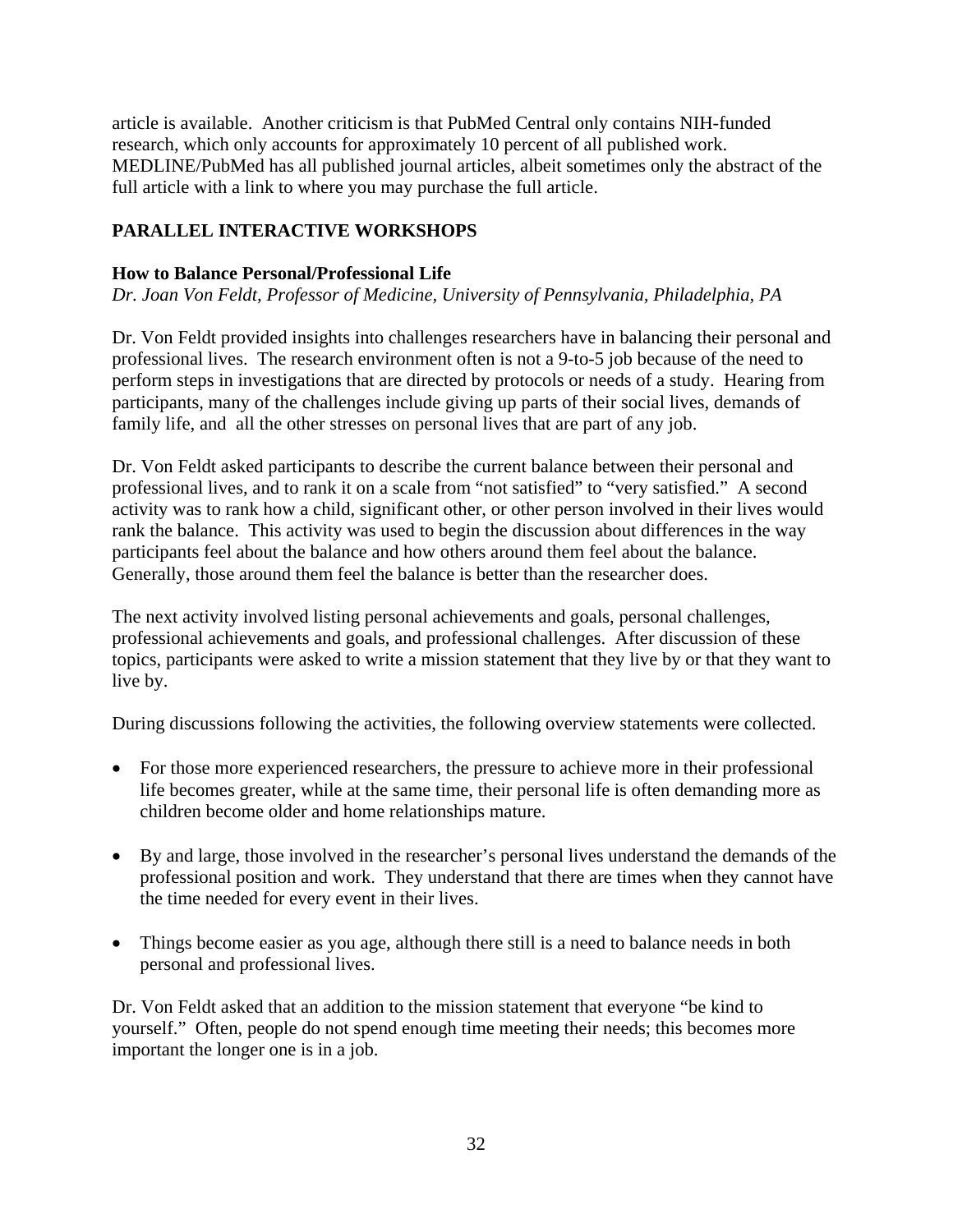article is available. Another criticism is that PubMed Central only contains NIH-funded research, which only accounts for approximately 10 percent of all published work. MEDLINE/PubMed has all published journal articles, albeit sometimes only the abstract of the full article with a link to where you may purchase the full article.

## PARALLEL INTERACTIVE WORKSHOPS

### How to Balance Personal/Professional Life

*Dr. Joan Von Feldt, Professor of Medicine, University of Pennsylvania, Philadelphia, PA*

Dr. Von Feldt provided insights into challenges researchers have in balancing their personal and professional lives. The research environment often is not a 9-to-5 job because of the need to perform steps in investigations that are directed by protocols or needs of a study. Hearing from participants, many of the challenges include giving up parts of their social lives, demands of family life, and all the other stresses on personal lives that are part of any job.

Dr. Von Feldt asked participants to describe the current balance between their personal and professional lives, and to rank it on a scale from "not satisfied" to "very satisfied." A second activity was to rank how a child, significant other, or other person involved in their lives would rank the balance. This activity was used to begin the discussion about differences in the way participants feel about the balance and how others around them feel about the balance. Generally, those around them feel the balance is better than the researcher does.

The next activity involved listing personal achievements and goals, personal challenges, professional achievements and goals, and professional challenges. After discussion of these topics, participants were asked to write a mission statement that they live by or that they want to live by.

During discussions following the activities, the following overview statements were collected.

- For those more experienced researchers, the pressure to achieve more in their professional life becomes greater, while at the same time, their personal life is often demanding more as children become older and home relationships mature.
- By and large, those involved in the researcher's personal lives understand the demands of the professional position and work. They understand that there are times when they cannot have the time needed for every event in their lives.
- Things become easier as you age, although there still is a need to balance needs in both personal and professional lives.

Dr. Von Feldt asked that an addition to the mission statement that everyone "be kind to yourself." Often, people do not spend enough time meeting their needs; this becomes more important the longer one is in a job.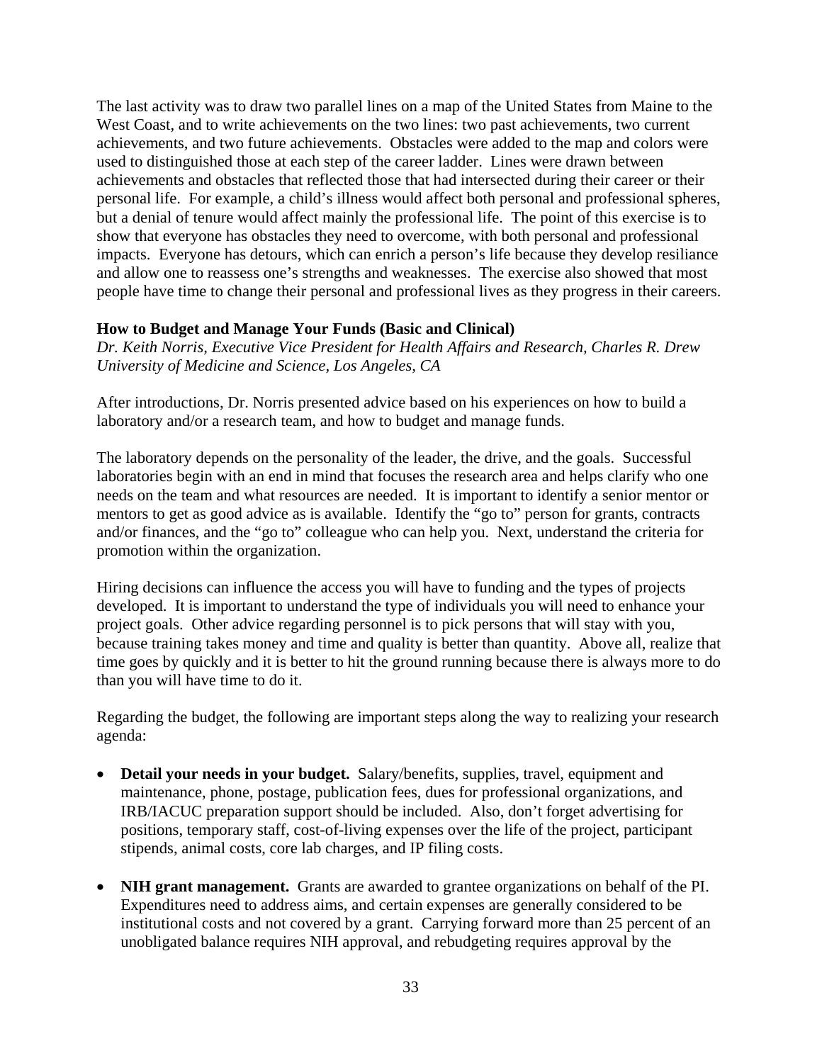The last activity was to draw two parallel lines on a map of the United States from Maine to the West Coast, and to write achievements on the two lines: two past achievements, two current achievements, and two future achievements. Obstacles were added to the map and colors were used to distinguished those at each step of the career ladder. Lines were drawn between achievements and obstacles that reflected those that had intersected during their career or their personal life. For example, a child's illness would affect both personal and professional spheres, but a denial of tenure would affect mainly the professional life. The point of this exercise is to show that everyone has obstacles they need to overcome, with both personal and professional impacts. Everyone has detours, which can enrich a person's life because they develop resiliance and allow one to reassess one's strengths and weaknesses. The exercise also showed that most people have time to change their personal and professional lives as they progress in their careers.

**How to Budget and Manage Your Funds (Basic and Clinical)**
*Dr. Keith Norris, Executive Vice President for Health Affairs and Research, Charles R. Drew University of Medicine and Science, Los Angeles, CA*

After introductions, Dr. Norris presented advice based on his experiences on how to build a laboratory and/or a research team, and how to budget and manage funds.

The laboratory depends on the personality of the leader, the drive, and the goals. Successful laboratories begin with an end in mind that focuses the research area and helps clarify who one needs on the team and what resources are needed. It is important to identify a senior mentor or mentors to get as good advice as is available. Identify the "go to" person for grants, contracts and/or finances, and the "go to" colleague who can help you. Next, understand the criteria for promotion within the organization.

Hiring decisions can influence the access you will have to funding and the types of projects developed. It is important to understand the type of individuals you will need to enhance your project goals. Other advice regarding personnel is to pick persons that will stay with you, because training takes money and time and quality is better than quantity. Above all, realize that time goes by quickly and it is better to hit the ground running because there is always more to do than you will have time to do it.

Regarding the budget, the following are important steps along the way to realizing your research agenda:

- **Detail your needs in your budget.** Salary/benefits, supplies, travel, equipment and maintenance, phone, postage, publication fees, dues for professional organizations, and IRB/IACUC preparation support should be included. Also, don't forget advertising for positions, temporary staff, cost-of-living expenses over the life of the project, participant stipends, animal costs, core lab charges, and IP filing costs.
- **NIH grant management.** Grants are awarded to grantee organizations on behalf of the PI. Expenditures need to address aims, and certain expenses are generally considered to be institutional costs and not covered by a grant. Carrying forward more than 25 percent of an unobligated balance requires NIH approval, and rebudgeting requires approval by the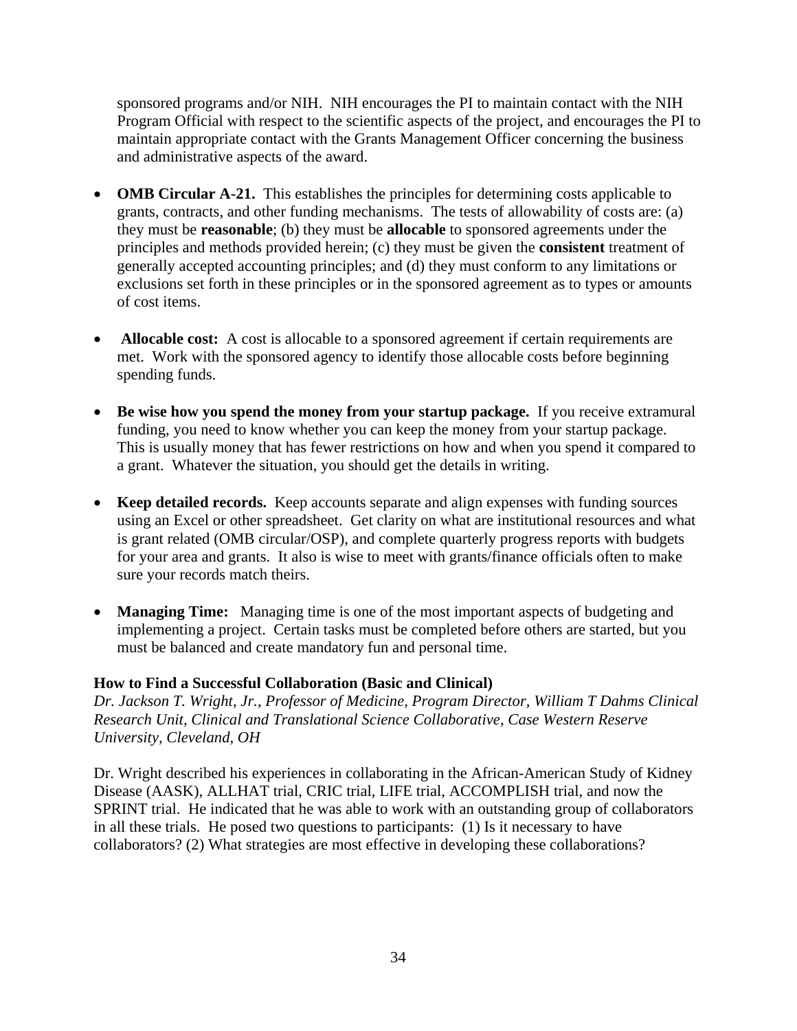sponsored programs and/or NIH. NIH encourages the PI to maintain contact with the NIH Program Official with respect to the scientific aspects of the project, and encourages the PI to maintain appropriate contact with the Grants Management Officer concerning the business and administrative aspects of the award.

- **OMB Circular A-21.** This establishes the principles for determining costs applicable to grants, contracts, and other funding mechanisms. The tests of allowability of costs are: (a) they must be **reasonable**; (b) they must be **allocable** to sponsored agreements under the principles and methods provided herein; (c) they must be given the **consistent** treatment of generally accepted accounting principles; and (d) they must conform to any limitations or exclusions set forth in these principles or in the sponsored agreement as to types or amounts of cost items.

- **Allocable cost:** A cost is allocable to a sponsored agreement if certain requirements are met. Work with the sponsored agency to identify those allocable costs before beginning spending funds.

- **Be wise how you spend the money from your startup package.** If you receive extramural funding, you need to know whether you can keep the money from your startup package. This is usually money that has fewer restrictions on how and when you spend it compared to a grant. Whatever the situation, you should get the details in writing.

- **Keep detailed records.** Keep accounts separate and align expenses with funding sources using an Excel or other spreadsheet. Get clarity on what are institutional resources and what is grant related (OMB circular/OSP), and complete quarterly progress reports with budgets for your area and grants. It also is wise to meet with grants/finance officials often to make sure your records match theirs.

- **Managing Time:** Managing time is one of the most important aspects of budgeting and implementing a project. Certain tasks must be completed before others are started, but you must be balanced and create mandatory fun and personal time.

**How to Find a Successful Collaboration (Basic and Clinical)**
*Dr. Jackson T. Wright, Jr., Professor of Medicine, Program Director, William T Dahms Clinical Research Unit, Clinical and Translational Science Collaborative, Case Western Reserve University, Cleveland, OH*

Dr. Wright described his experiences in collaborating in the African-American Study of Kidney Disease (AASK), ALLHAT trial, CRIC trial, LIFE trial, ACCOMPLISH trial, and now the SPRINT trial. He indicated that he was able to work with an outstanding group of collaborators in all these trials. He posed two questions to participants: (1) Is it necessary to have collaborators? (2) What strategies are most effective in developing these collaborations?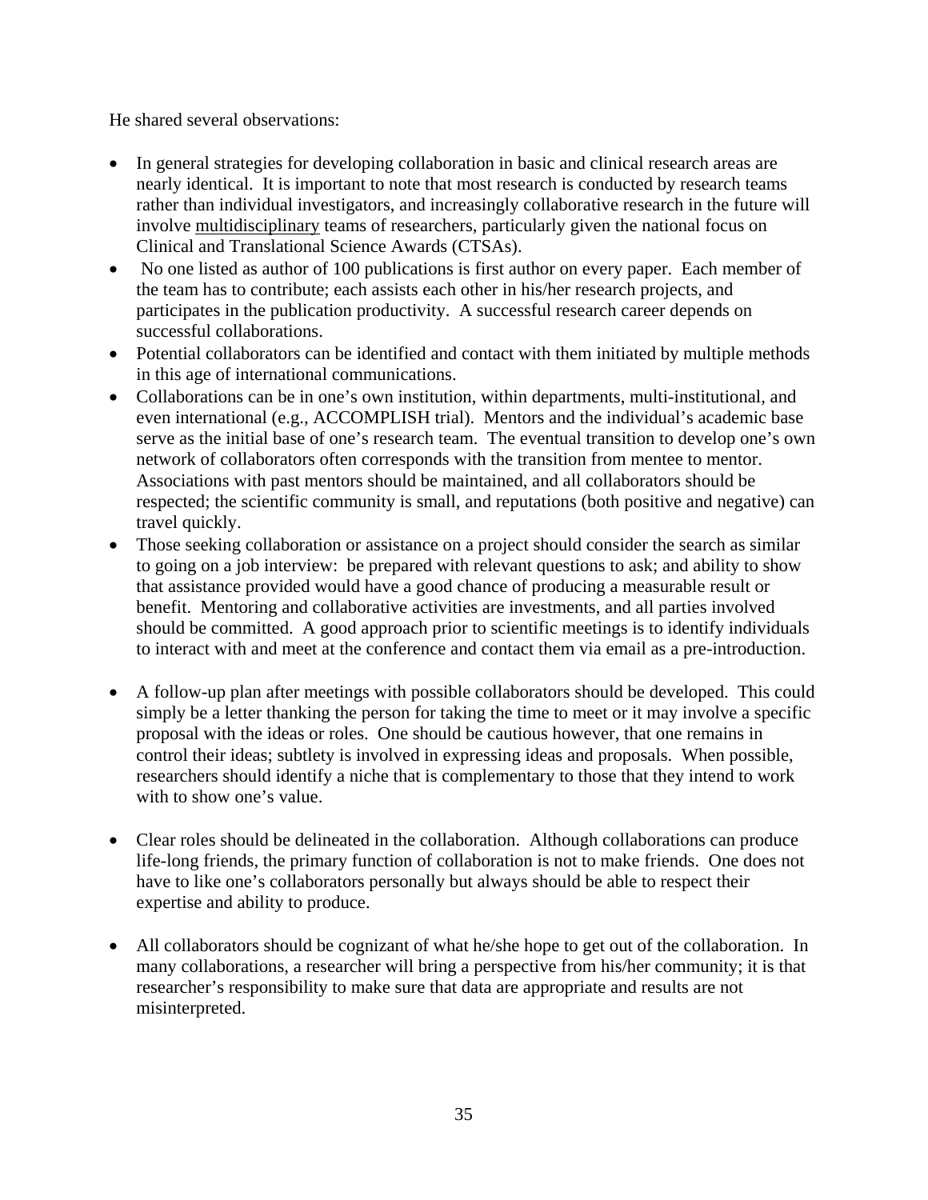He shared several observations:

- In general strategies for developing collaboration in basic and clinical research areas are nearly identical. It is important to note that most research is conducted by research teams rather than individual investigators, and increasingly collaborative research in the future will involve <u>multidisciplinary</u> teams of researchers, particularly given the national focus on Clinical and Translational Science Awards (CTSAs).
- No one listed as author of 100 publications is first author on every paper. Each member of the team has to contribute; each assists each other in his/her research projects, and participates in the publication productivity. A successful research career depends on successful collaborations.
- Potential collaborators can be identified and contact with them initiated by multiple methods in this age of international communications.
- Collaborations can be in one's own institution, within departments, multi-institutional, and even international (e.g., ACCOMPLISH trial). Mentors and the individual's academic base serve as the initial base of one's research team. The eventual transition to develop one's own network of collaborators often corresponds with the transition from mentee to mentor. Associations with past mentors should be maintained, and all collaborators should be respected; the scientific community is small, and reputations (both positive and negative) can travel quickly.
- Those seeking collaboration or assistance on a project should consider the search as similar to going on a job interview: be prepared with relevant questions to ask; and ability to show that assistance provided would have a good chance of producing a measurable result or benefit. Mentoring and collaborative activities are investments, and all parties involved should be committed. A good approach prior to scientific meetings is to identify individuals to interact with and meet at the conference and contact them via email as a pre-introduction.

- A follow-up plan after meetings with possible collaborators should be developed. This could simply be a letter thanking the person for taking the time to meet or it may involve a specific proposal with the ideas or roles. One should be cautious however, that one remains in control their ideas; subtlety is involved in expressing ideas and proposals. When possible, researchers should identify a niche that is complementary to those that they intend to work with to show one's value.

- Clear roles should be delineated in the collaboration. Although collaborations can produce life-long friends, the primary function of collaboration is not to make friends. One does not have to like one's collaborators personally but always should be able to respect their expertise and ability to produce.

- All collaborators should be cognizant of what he/she hope to get out of the collaboration. In many collaborations, a researcher will bring a perspective from his/her community; it is that researcher's responsibility to make sure that data are appropriate and results are not misinterpreted.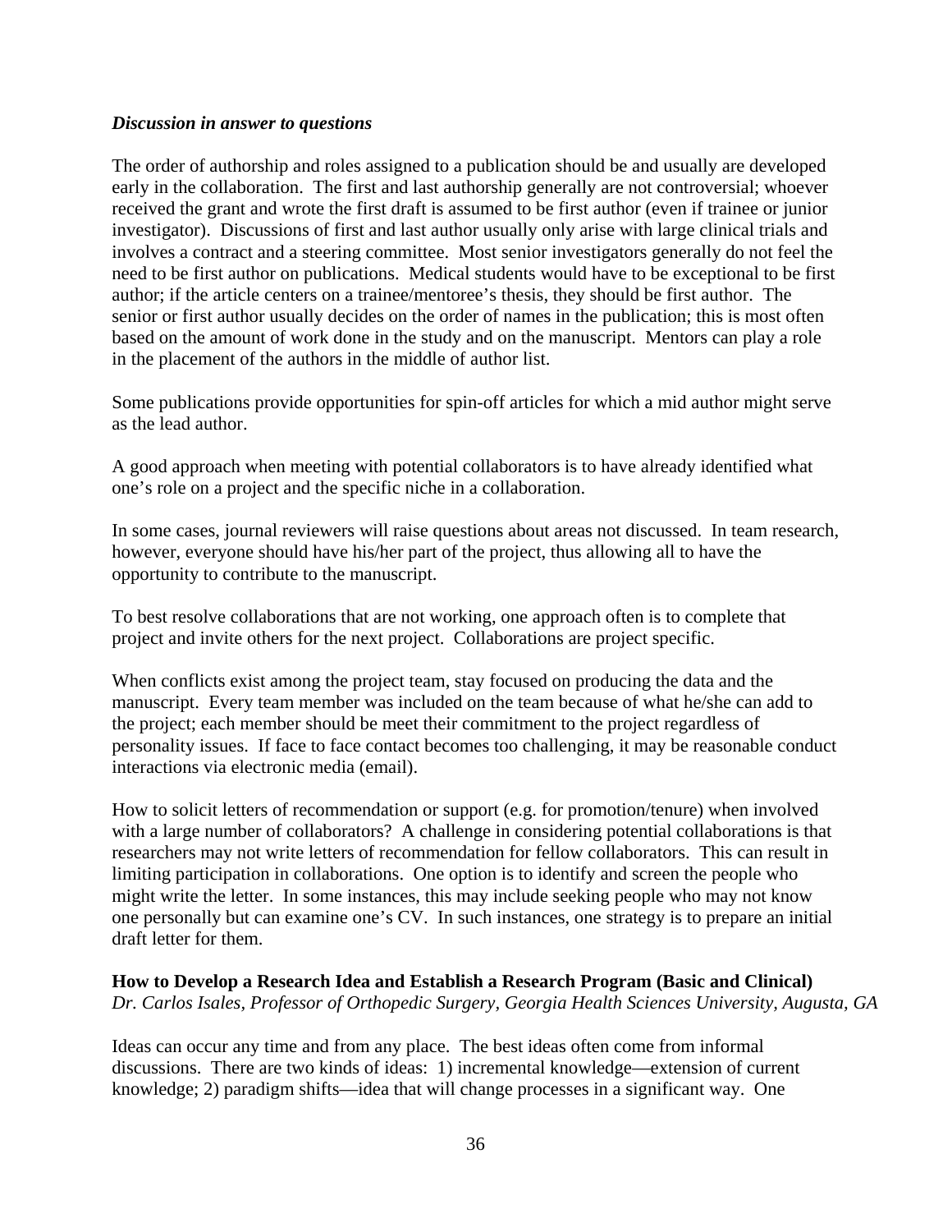***Discussion in answer to questions***

The order of authorship and roles assigned to a publication should be and usually are developed early in the collaboration. The first and last authorship generally are not controversial; whoever received the grant and wrote the first draft is assumed to be first author (even if trainee or junior investigator). Discussions of first and last author usually only arise with large clinical trials and involves a contract and a steering committee. Most senior investigators generally do not feel the need to be first author on publications. Medical students would have to be exceptional to be first author; if the article centers on a trainee/mentoree's thesis, they should be first author. The senior or first author usually decides on the order of names in the publication; this is most often based on the amount of work done in the study and on the manuscript. Mentors can play a role in the placement of the authors in the middle of author list.

Some publications provide opportunities for spin-off articles for which a mid author might serve as the lead author.

A good approach when meeting with potential collaborators is to have already identified what one's role on a project and the specific niche in a collaboration.

In some cases, journal reviewers will raise questions about areas not discussed. In team research, however, everyone should have his/her part of the project, thus allowing all to have the opportunity to contribute to the manuscript.

To best resolve collaborations that are not working, one approach often is to complete that project and invite others for the next project. Collaborations are project specific.

When conflicts exist among the project team, stay focused on producing the data and the manuscript. Every team member was included on the team because of what he/she can add to the project; each member should be meet their commitment to the project regardless of personality issues. If face to face contact becomes too challenging, it may be reasonable conduct interactions via electronic media (email).

How to solicit letters of recommendation or support (e.g. for promotion/tenure) when involved with a large number of collaborators? A challenge in considering potential collaborations is that researchers may not write letters of recommendation for fellow collaborators. This can result in limiting participation in collaborations. One option is to identify and screen the people who might write the letter. In some instances, this may include seeking people who may not know one personally but can examine one's CV. In such instances, one strategy is to prepare an initial draft letter for them.

**How to Develop a Research Idea and Establish a Research Program (Basic and Clinical)**
*Dr. Carlos Isales, Professor of Orthopedic Surgery, Georgia Health Sciences University, Augusta, GA*

Ideas can occur any time and from any place. The best ideas often come from informal discussions. There are two kinds of ideas: 1) incremental knowledge—extension of current knowledge; 2) paradigm shifts—idea that will change processes in a significant way. One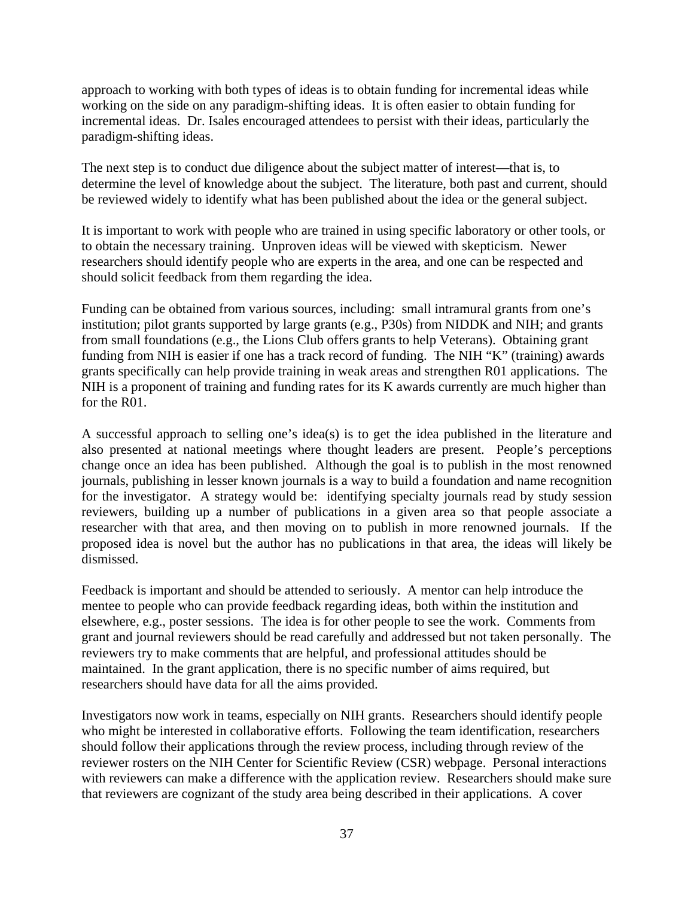approach to working with both types of ideas is to obtain funding for incremental ideas while working on the side on any paradigm-shifting ideas. It is often easier to obtain funding for incremental ideas. Dr. Isales encouraged attendees to persist with their ideas, particularly the paradigm-shifting ideas.

The next step is to conduct due diligence about the subject matter of interest—that is, to determine the level of knowledge about the subject. The literature, both past and current, should be reviewed widely to identify what has been published about the idea or the general subject.

It is important to work with people who are trained in using specific laboratory or other tools, or to obtain the necessary training. Unproven ideas will be viewed with skepticism. Newer researchers should identify people who are experts in the area, and one can be respected and should solicit feedback from them regarding the idea.

Funding can be obtained from various sources, including: small intramural grants from one's institution; pilot grants supported by large grants (e.g., P30s) from NIDDK and NIH; and grants from small foundations (e.g., the Lions Club offers grants to help Veterans). Obtaining grant funding from NIH is easier if one has a track record of funding. The NIH "K" (training) awards grants specifically can help provide training in weak areas and strengthen R01 applications. The NIH is a proponent of training and funding rates for its K awards currently are much higher than for the R01.

A successful approach to selling one's idea(s) is to get the idea published in the literature and also presented at national meetings where thought leaders are present. People's perceptions change once an idea has been published. Although the goal is to publish in the most renowned journals, publishing in lesser known journals is a way to build a foundation and name recognition for the investigator. A strategy would be: identifying specialty journals read by study session reviewers, building up a number of publications in a given area so that people associate a researcher with that area, and then moving on to publish in more renowned journals. If the proposed idea is novel but the author has no publications in that area, the ideas will likely be dismissed.

Feedback is important and should be attended to seriously. A mentor can help introduce the mentee to people who can provide feedback regarding ideas, both within the institution and elsewhere, e.g., poster sessions. The idea is for other people to see the work. Comments from grant and journal reviewers should be read carefully and addressed but not taken personally. The reviewers try to make comments that are helpful, and professional attitudes should be maintained. In the grant application, there is no specific number of aims required, but researchers should have data for all the aims provided.

Investigators now work in teams, especially on NIH grants. Researchers should identify people who might be interested in collaborative efforts. Following the team identification, researchers should follow their applications through the review process, including through review of the reviewer rosters on the NIH Center for Scientific Review (CSR) webpage. Personal interactions with reviewers can make a difference with the application review. Researchers should make sure that reviewers are cognizant of the study area being described in their applications. A cover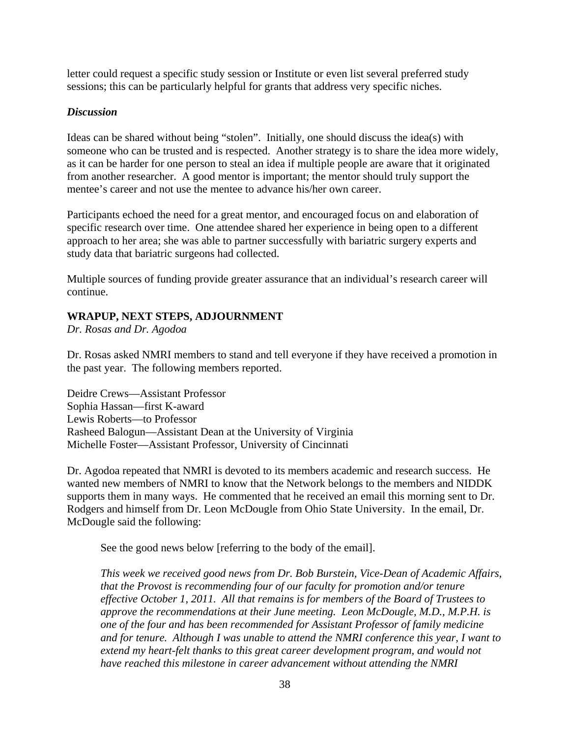letter could request a specific study session or Institute or even list several preferred study sessions; this can be particularly helpful for grants that address very specific niches.

### *Discussion*

Ideas can be shared without being "stolen". Initially, one should discuss the idea(s) with someone who can be trusted and is respected. Another strategy is to share the idea more widely, as it can be harder for one person to steal an idea if multiple people are aware that it originated from another researcher. A good mentor is important; the mentor should truly support the mentee's career and not use the mentee to advance his/her own career.

Participants echoed the need for a great mentor, and encouraged focus on and elaboration of specific research over time. One attendee shared her experience in being open to a different approach to her area; she was able to partner successfully with bariatric surgery experts and study data that bariatric surgeons had collected.

Multiple sources of funding provide greater assurance that an individual's research career will continue.

## WRAPUP, NEXT STEPS, ADJOURNMENT

*Dr. Rosas and Dr. Agodoa*

Dr. Rosas asked NMRI members to stand and tell everyone if they have received a promotion in the past year. The following members reported.

Deidre Crews—Assistant Professor
Sophia Hassan—first K-award
Lewis Roberts—to Professor
Rasheed Balogun—Assistant Dean at the University of Virginia
Michelle Foster—Assistant Professor, University of Cincinnati

Dr. Agodoa repeated that NMRI is devoted to its members academic and research success. He wanted new members of NMRI to know that the Network belongs to the members and NIDDK supports them in many ways. He commented that he received an email this morning sent to Dr. Rodgers and himself from Dr. Leon McDougle from Ohio State University. In the email, Dr. McDougle said the following:

> See the good news below [referring to the body of the email].
>
> *This week we received good news from Dr. Bob Burstein, Vice-Dean of Academic Affairs, that the Provost is recommending four of our faculty for promotion and/or tenure effective October 1, 2011. All that remains is for members of the Board of Trustees to approve the recommendations at their June meeting. Leon McDougle, M.D., M.P.H. is one of the four and has been recommended for Assistant Professor of family medicine and for tenure. Although I was unable to attend the NMRI conference this year, I want to extend my heart-felt thanks to this great career development program, and would not have reached this milestone in career advancement without attending the NMRI*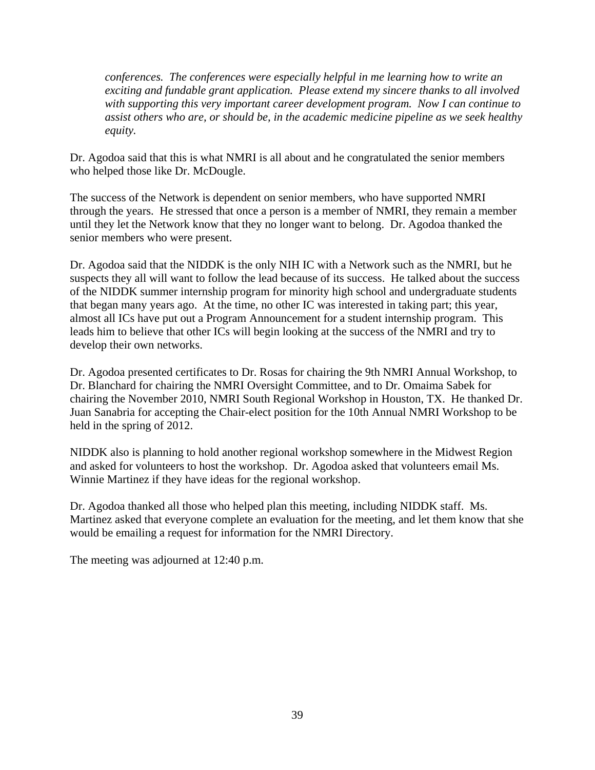*conferences. The conferences were especially helpful in me learning how to write an exciting and fundable grant application. Please extend my sincere thanks to all involved with supporting this very important career development program. Now I can continue to assist others who are, or should be, in the academic medicine pipeline as we seek healthy equity.*

Dr. Agodoa said that this is what NMRI is all about and he congratulated the senior members who helped those like Dr. McDougle.

The success of the Network is dependent on senior members, who have supported NMRI through the years. He stressed that once a person is a member of NMRI, they remain a member until they let the Network know that they no longer want to belong. Dr. Agodoa thanked the senior members who were present.

Dr. Agodoa said that the NIDDK is the only NIH IC with a Network such as the NMRI, but he suspects they all will want to follow the lead because of its success. He talked about the success of the NIDDK summer internship program for minority high school and undergraduate students that began many years ago. At the time, no other IC was interested in taking part; this year, almost all ICs have put out a Program Announcement for a student internship program. This leads him to believe that other ICs will begin looking at the success of the NMRI and try to develop their own networks.

Dr. Agodoa presented certificates to Dr. Rosas for chairing the 9th NMRI Annual Workshop, to Dr. Blanchard for chairing the NMRI Oversight Committee, and to Dr. Omaima Sabek for chairing the November 2010, NMRI South Regional Workshop in Houston, TX. He thanked Dr. Juan Sanabria for accepting the Chair-elect position for the 10th Annual NMRI Workshop to be held in the spring of 2012.

NIDDK also is planning to hold another regional workshop somewhere in the Midwest Region and asked for volunteers to host the workshop. Dr. Agodoa asked that volunteers email Ms. Winnie Martinez if they have ideas for the regional workshop.

Dr. Agodoa thanked all those who helped plan this meeting, including NIDDK staff. Ms. Martinez asked that everyone complete an evaluation for the meeting, and let them know that she would be emailing a request for information for the NMRI Directory.

The meeting was adjourned at 12:40 p.m.